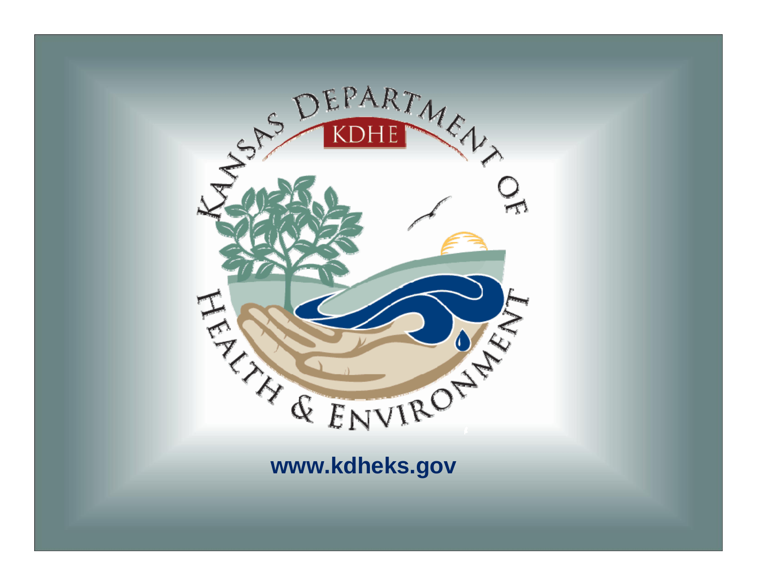Kansas Department of Health & Environment

KDHE

**www.kdheks.gov**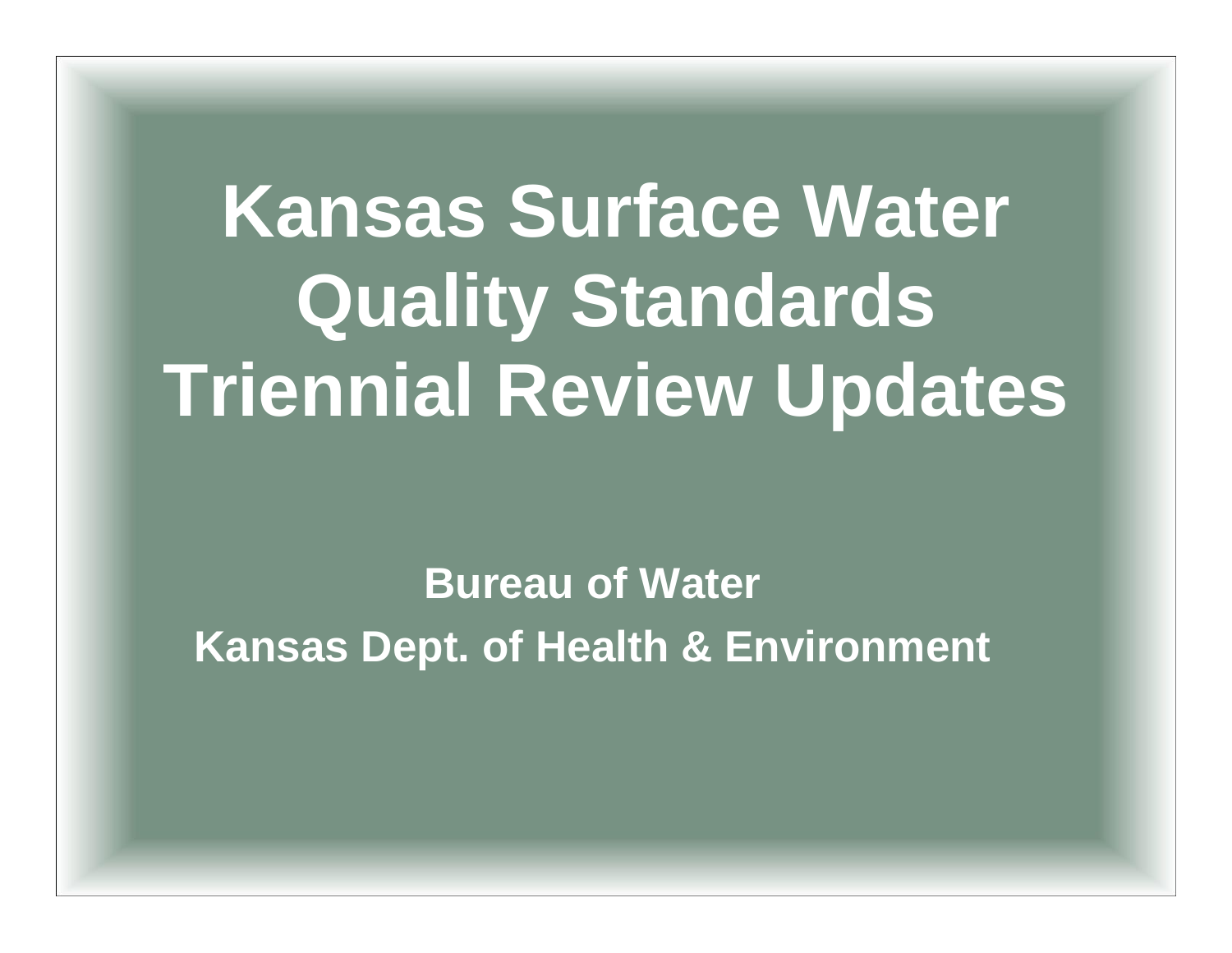# Kansas Surface Water Quality Standards Triennial Review Updates

**Bureau of Water**

**Kansas Dept. of Health & Environment**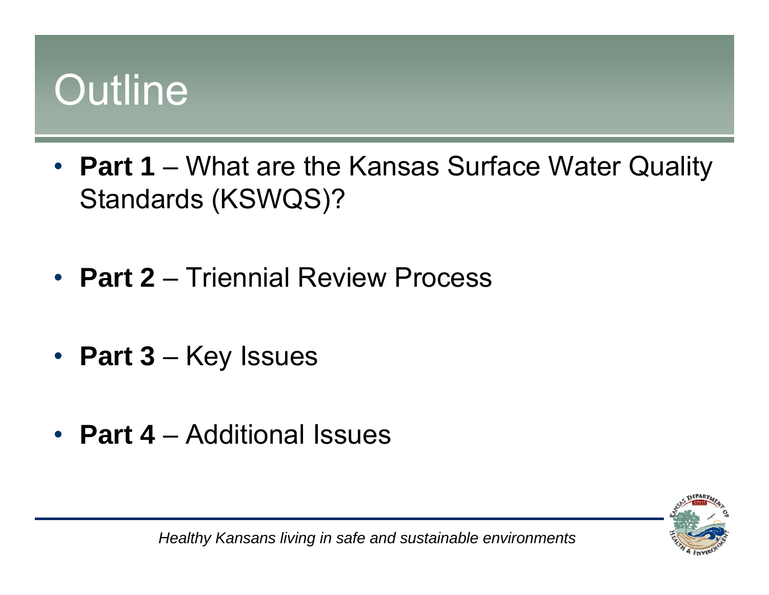# Outline

- **Part 1** – What are the Kansas Surface Water Quality Standards (KSWQS)?
- **Part 2** – Triennial Review Process
- **Part 3** – Key Issues
- **Part 4** – Additional Issues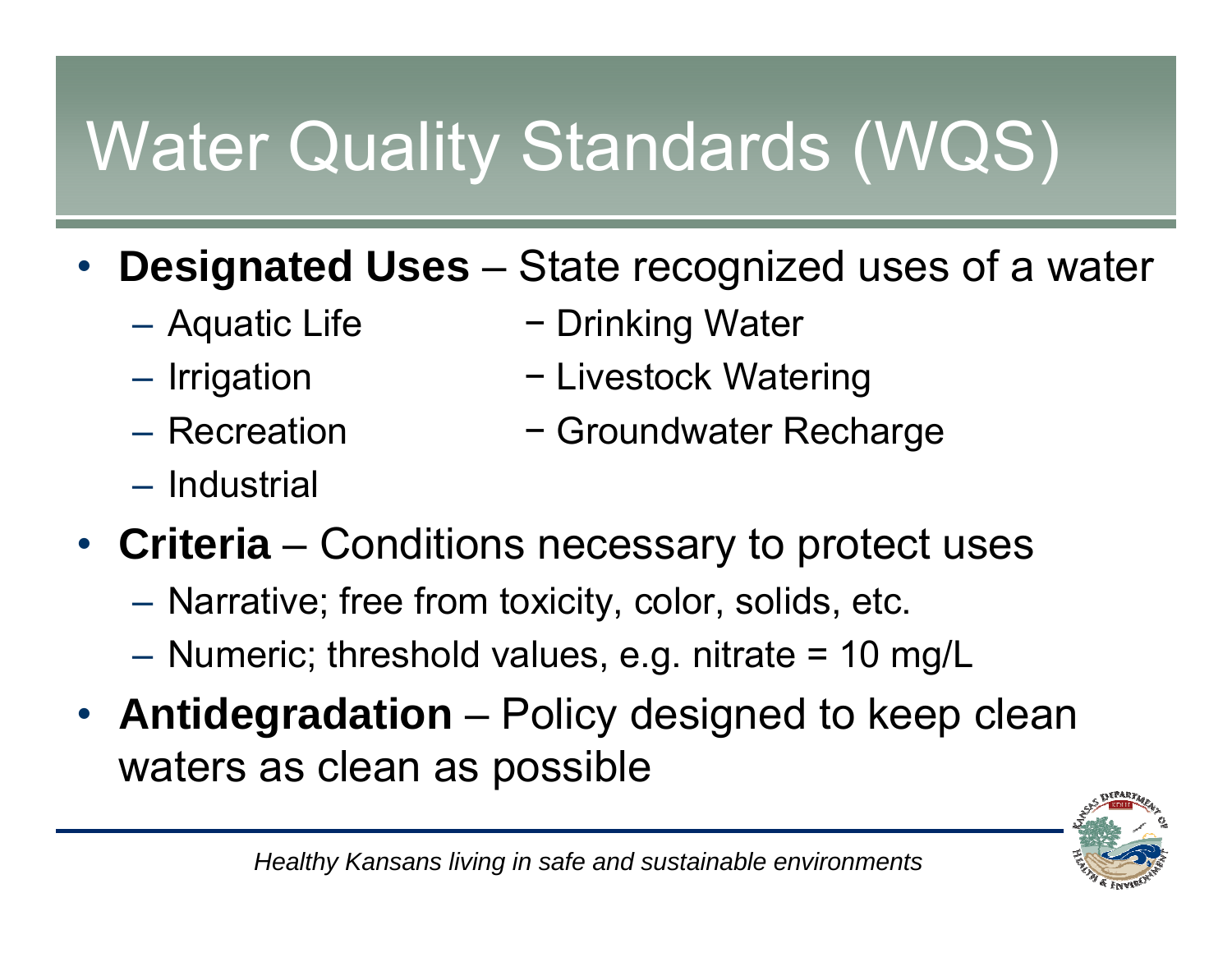# Water Quality Standards (WQS)

- **Designated Uses** – State recognized uses of a water
  - Aquatic Life
  - Irrigation
  - Recreation
  - Industrial
  - Drinking Water
  - Livestock Watering
  - Groundwater Recharge
- **Criteria** – Conditions necessary to protect uses
  - Narrative; free from toxicity, color, solids, etc.
  - Numeric; threshold values, e.g. nitrate = 10 mg/L
- **Antidegradation** – Policy designed to keep clean waters as clean as possible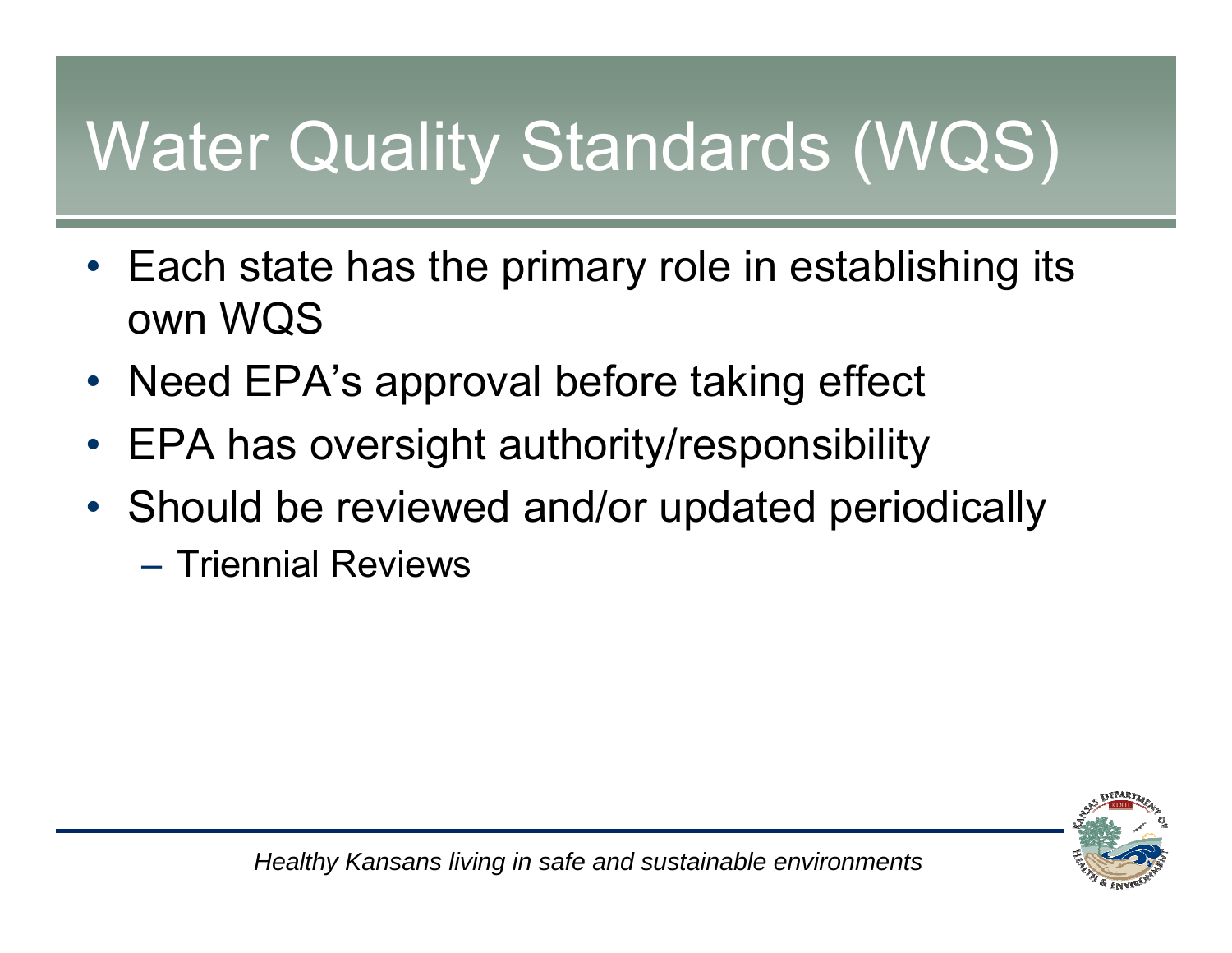# Water Quality Standards (WQS)

- Each state has the primary role in establishing its own WQS
- Need EPA's approval before taking effect
- EPA has oversight authority/responsibility
- Should be reviewed and/or updated periodically
  - Triennial Reviews

*Healthy Kansans living in safe and sustainable environments*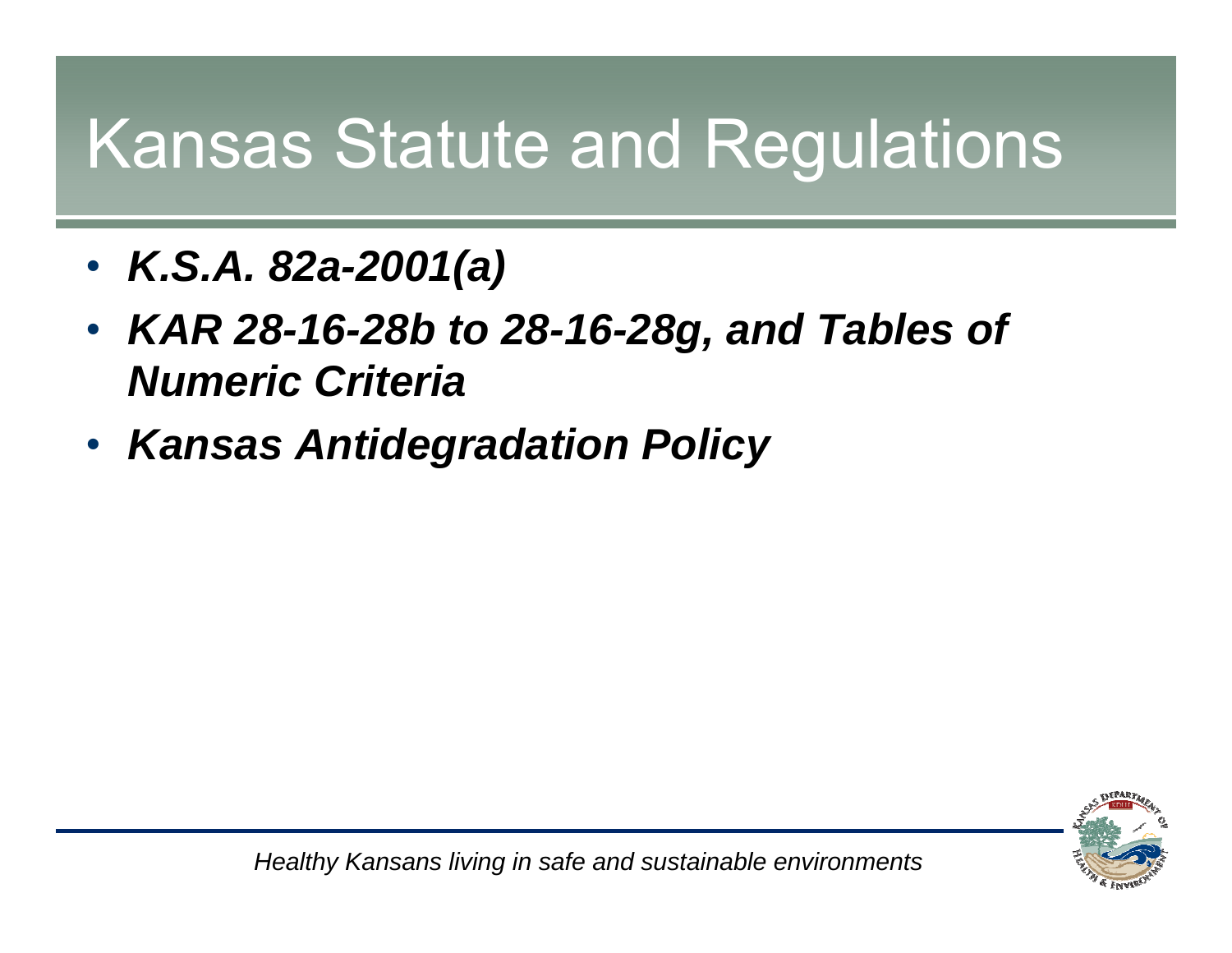# Kansas Statute and Regulations

- ***K.S.A. 82a-2001(a)***
- ***KAR 28-16-28b to 28-16-28g, and Tables of Numeric Criteria***
- ***Kansas Antidegradation Policy***

*Healthy Kansans living in safe and sustainable environments*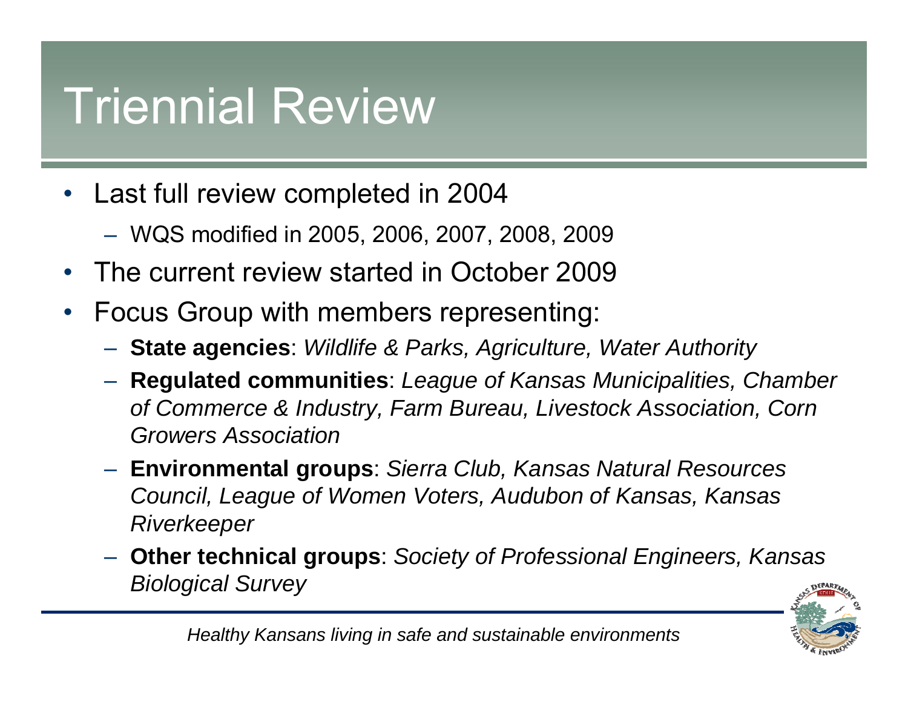# Triennial Review

- Last full review completed in 2004
  - WQS modified in 2005, 2006, 2007, 2008, 2009
- The current review started in October 2009
- Focus Group with members representing:
  - **State agencies**: *Wildlife & Parks, Agriculture, Water Authority*
  - **Regulated communities**: *League of Kansas Municipalities, Chamber of Commerce & Industry, Farm Bureau, Livestock Association, Corn Growers Association*
  - **Environmental groups**: *Sierra Club, Kansas Natural Resources Council, League of Women Voters, Audubon of Kansas, Kansas Riverkeeper*
  - **Other technical groups**: *Society of Professional Engineers, Kansas Biological Survey*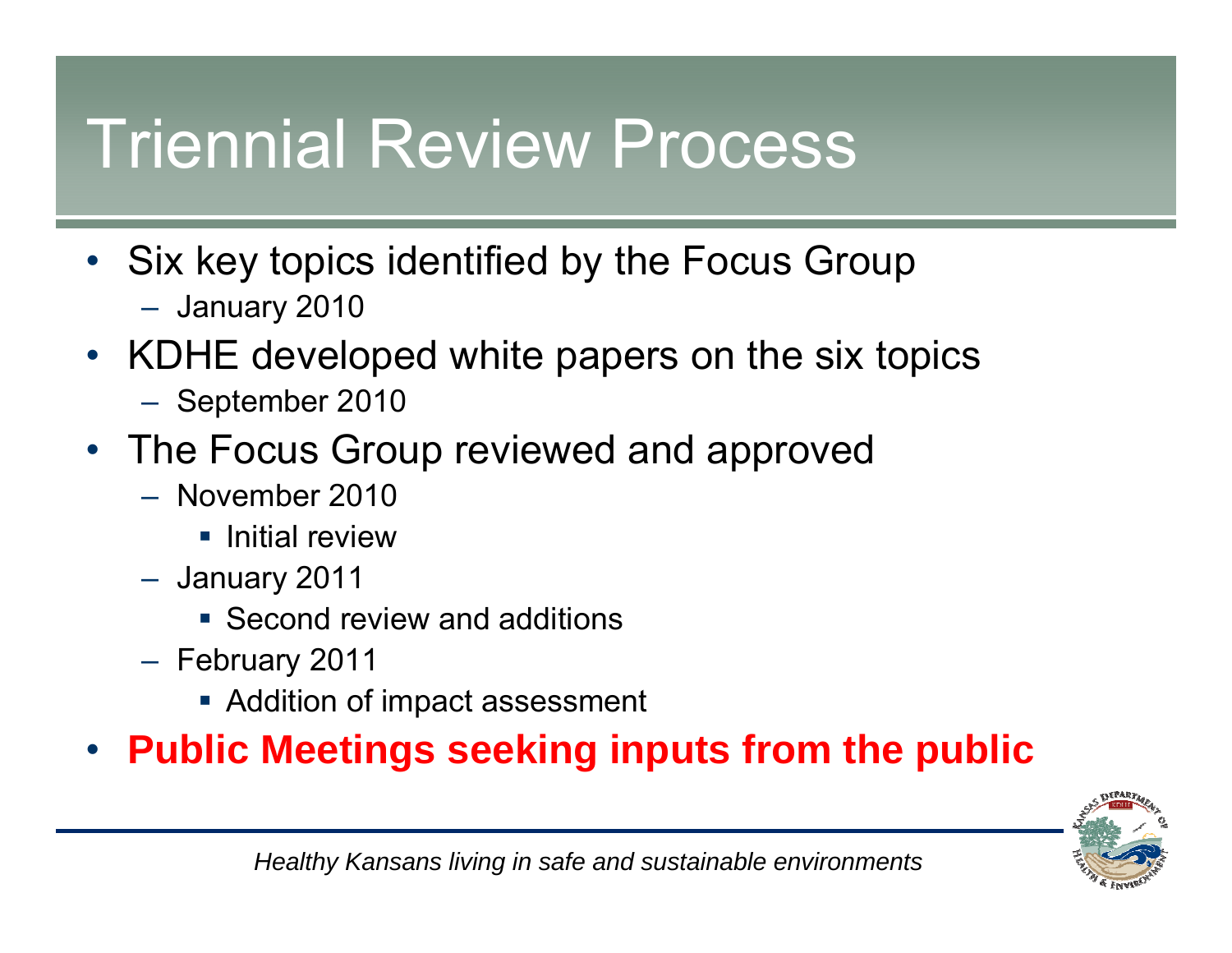# Triennial Review Process

- Six key topics identified by the Focus Group
  - January 2010
- KDHE developed white papers on the six topics
  - September 2010
- The Focus Group reviewed and approved
  - November 2010
    - Initial review
  - January 2011
    - Second review and additions
  - February 2011
    - Addition of impact assessment
- **Public Meetings seeking inputs from the public**

*Healthy Kansans living in safe and sustainable environments*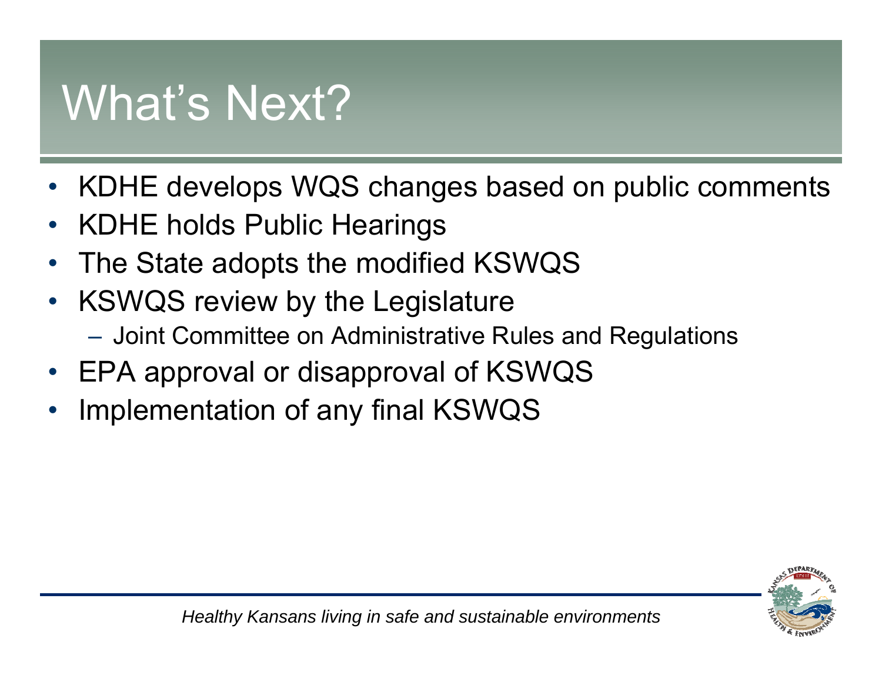# What's Next?

- KDHE develops WQS changes based on public comments
- KDHE holds Public Hearings
- The State adopts the modified KSWQS
- KSWQS review by the Legislature
  - Joint Committee on Administrative Rules and Regulations
- EPA approval or disapproval of KSWQS
- Implementation of any final KSWQS

*Healthy Kansans living in safe and sustainable environments*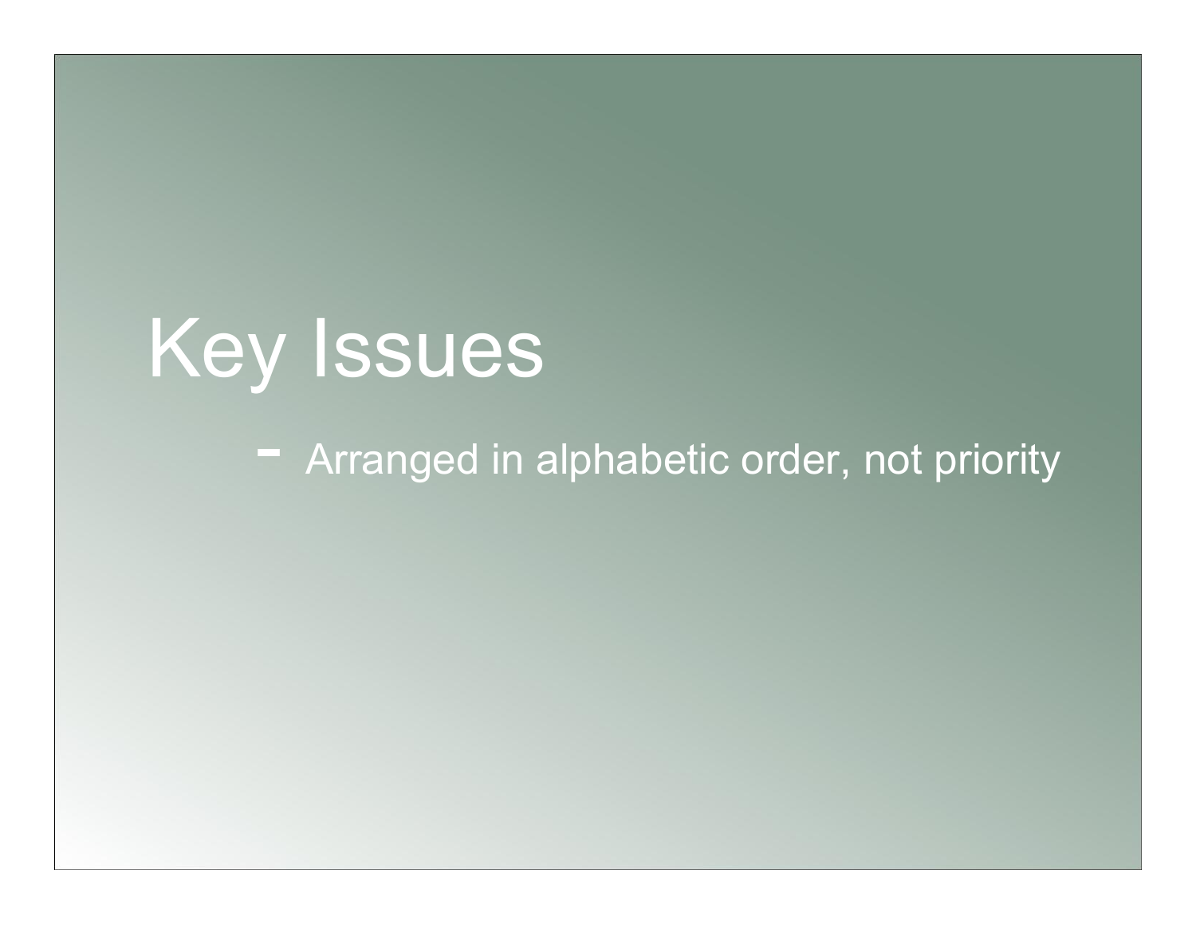# Key Issues

- Arranged in alphabetic order, not priority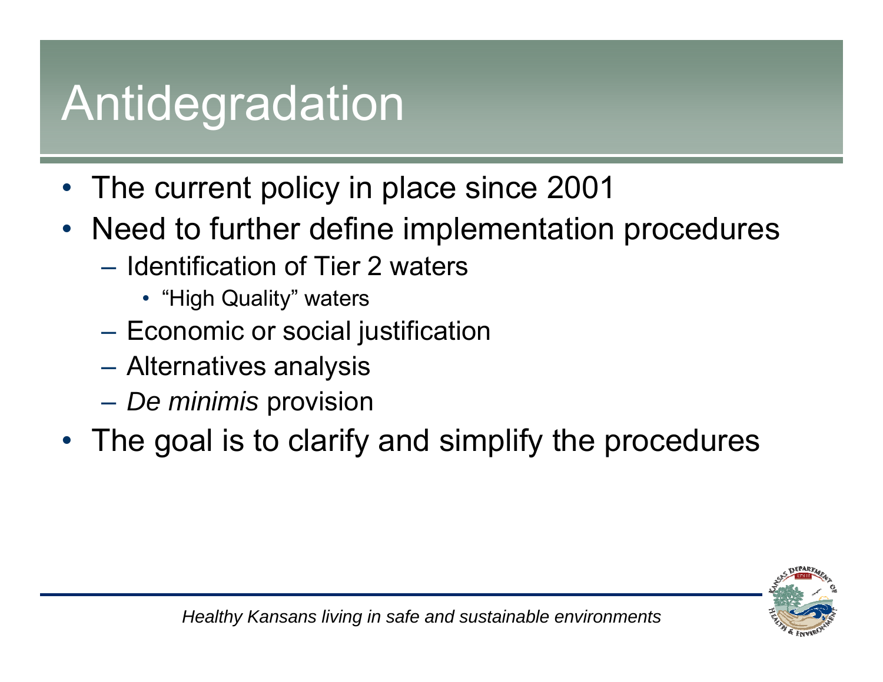# Antidegradation

- The current policy in place since 2001
- Need to further define implementation procedures
  - Identification of Tier 2 waters
    - "High Quality" waters
  - Economic or social justification
  - Alternatives analysis
  - *De minimis* provision
- The goal is to clarify and simplify the procedures

*Healthy Kansans living in safe and sustainable environments*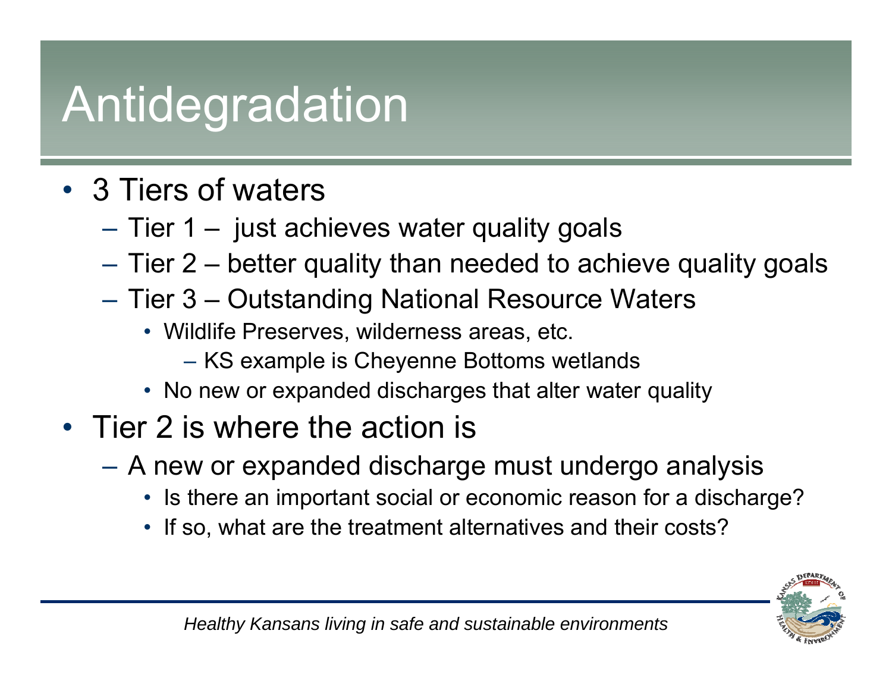# Antidegradation

- 3 Tiers of waters
  - Tier 1 – just achieves water quality goals
  - Tier 2 – better quality than needed to achieve quality goals
  - Tier 3 – Outstanding National Resource Waters
    - Wildlife Preserves, wilderness areas, etc.
      - KS example is Cheyenne Bottoms wetlands
    - No new or expanded discharges that alter water quality
- Tier 2 is where the action is
  - A new or expanded discharge must undergo analysis
    - Is there an important social or economic reason for a discharge?
    - If so, what are the treatment alternatives and their costs?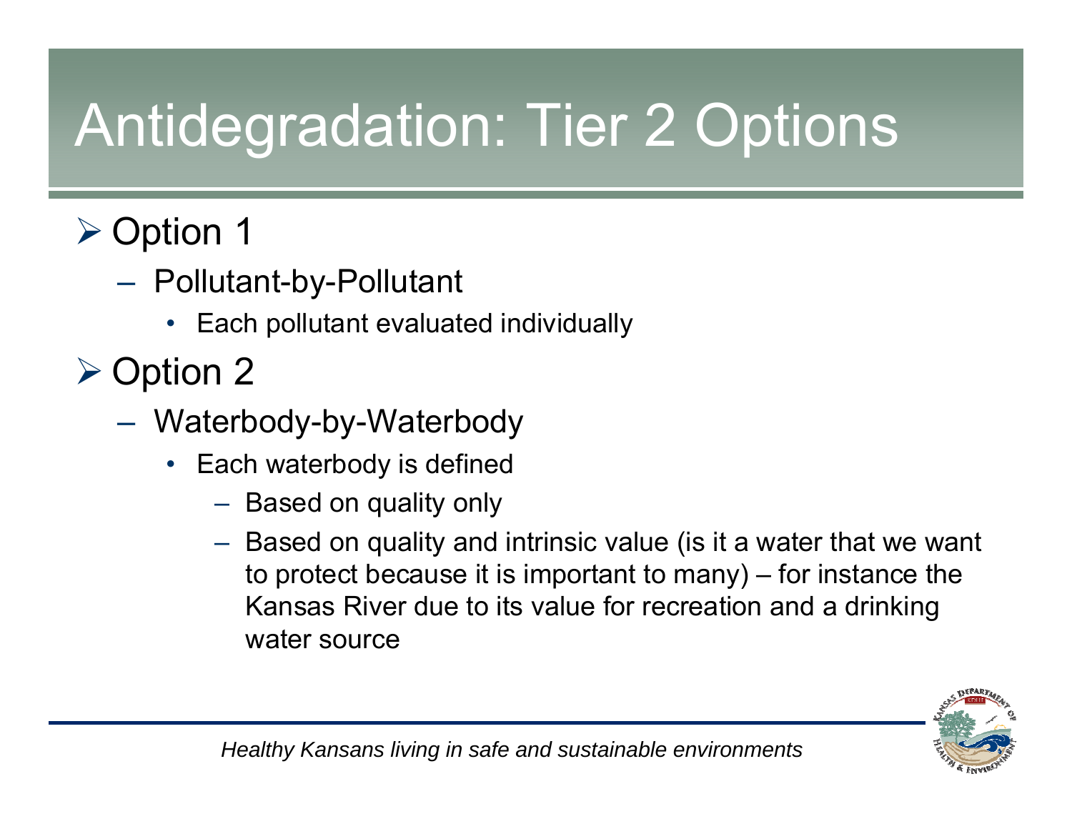# Antidegradation: Tier 2 Options

- Option 1
  - Pollutant-by-Pollutant
    - Each pollutant evaluated individually
- Option 2
  - Waterbody-by-Waterbody
    - Each waterbody is defined
      - Based on quality only
      - Based on quality and intrinsic value (is it a water that we want to protect because it is important to many) – for instance the Kansas River due to its value for recreation and a drinking water source

*Healthy Kansans living in safe and sustainable environments*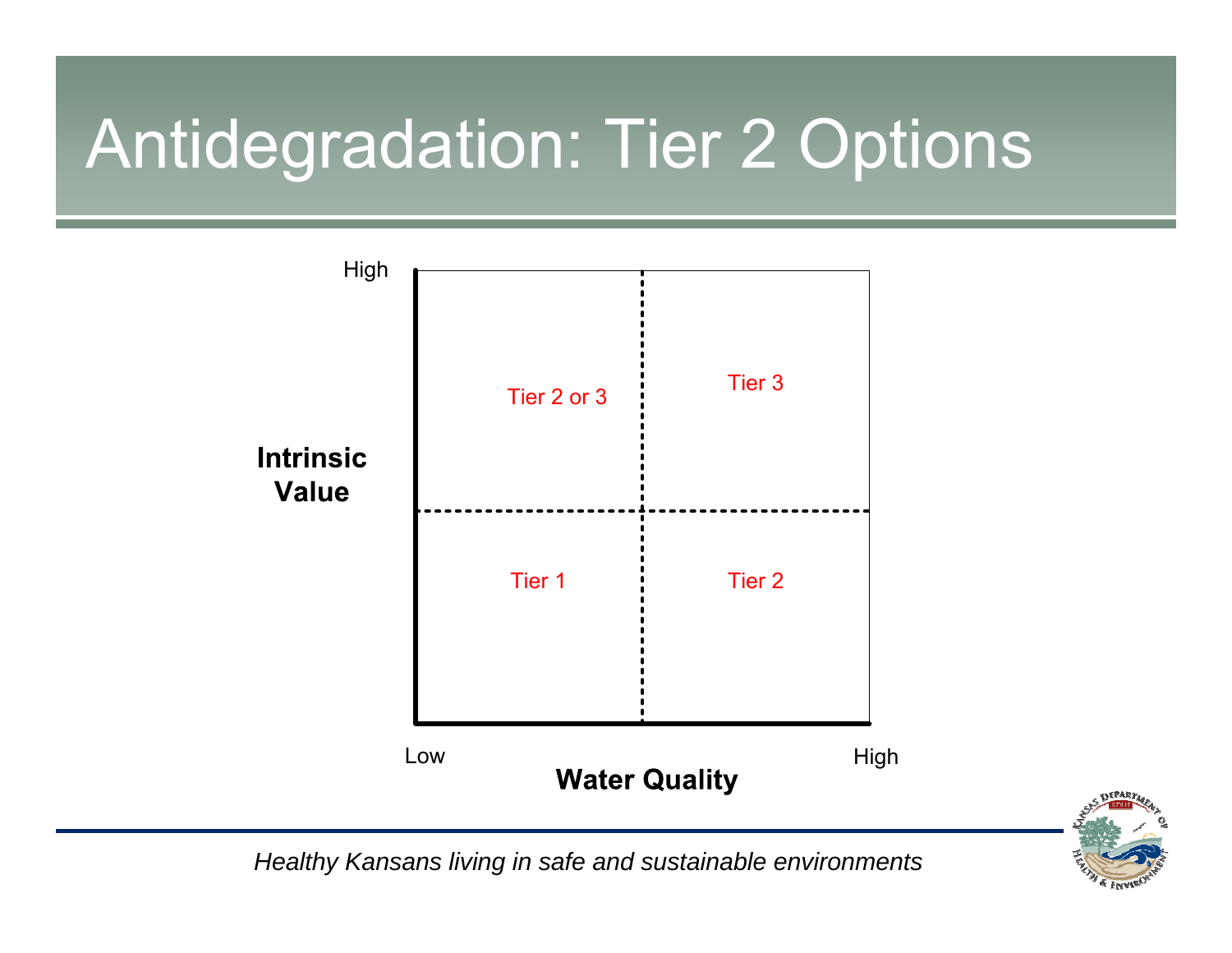# Antidegradation: Tier 2 Options

| Intrinsic Value \ Water Quality | Low | High |
|---|---|---|
| High | Tier 2 or 3 | Tier 3 |
| Low | Tier 1 | Tier 2 |

*Healthy Kansans living in safe and sustainable environments*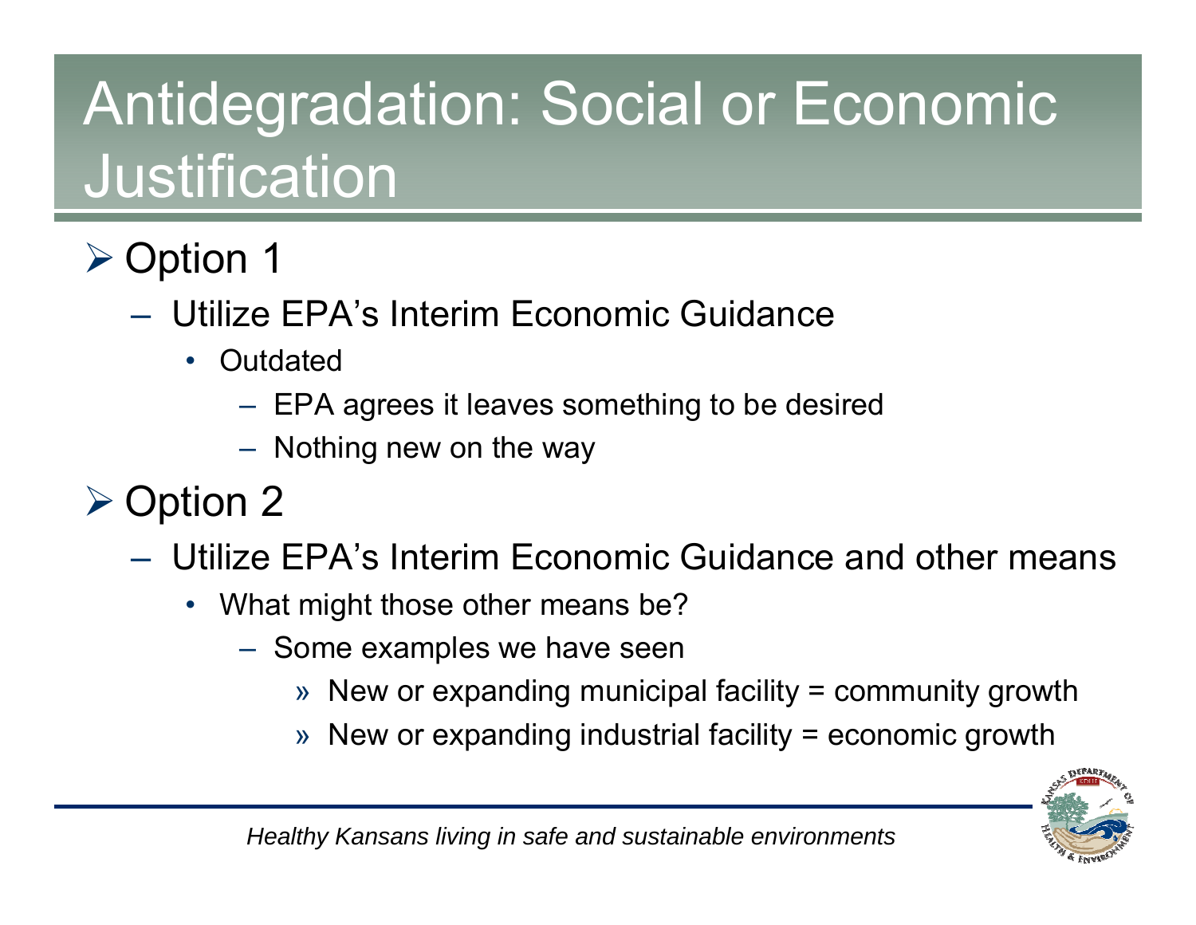# Antidegradation: Social or Economic Justification

- Option 1
  - Utilize EPA's Interim Economic Guidance
    - Outdated
      - EPA agrees it leaves something to be desired
      - Nothing new on the way
- Option 2
  - Utilize EPA's Interim Economic Guidance and other means
    - What might those other means be?
      - Some examples we have seen
        - New or expanding municipal facility = community growth
        - New or expanding industrial facility = economic growth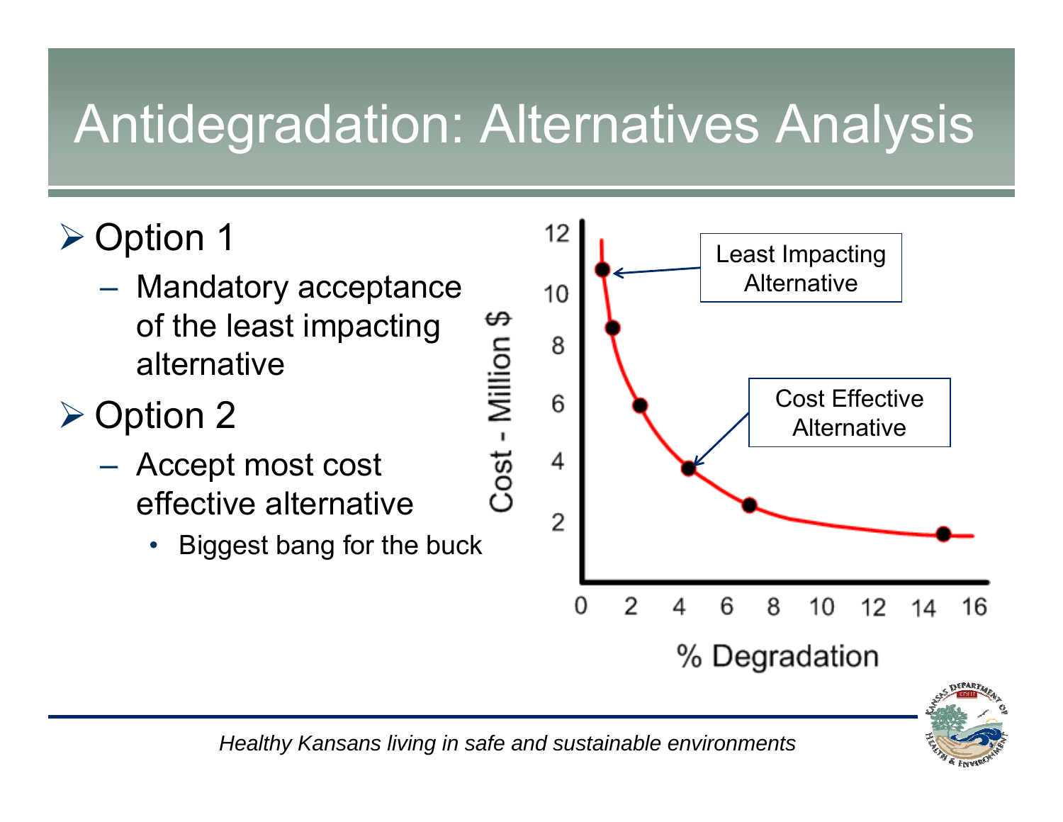# Antidegradation: Alternatives Analysis

- Option 1
  - Mandatory acceptance of the least impacting alternative
- Option 2
  - Accept most cost effective alternative
    - Biggest bang for the buck

Cost - Million $

% Degradation

Least Impacting Alternative

Cost Effective Alternative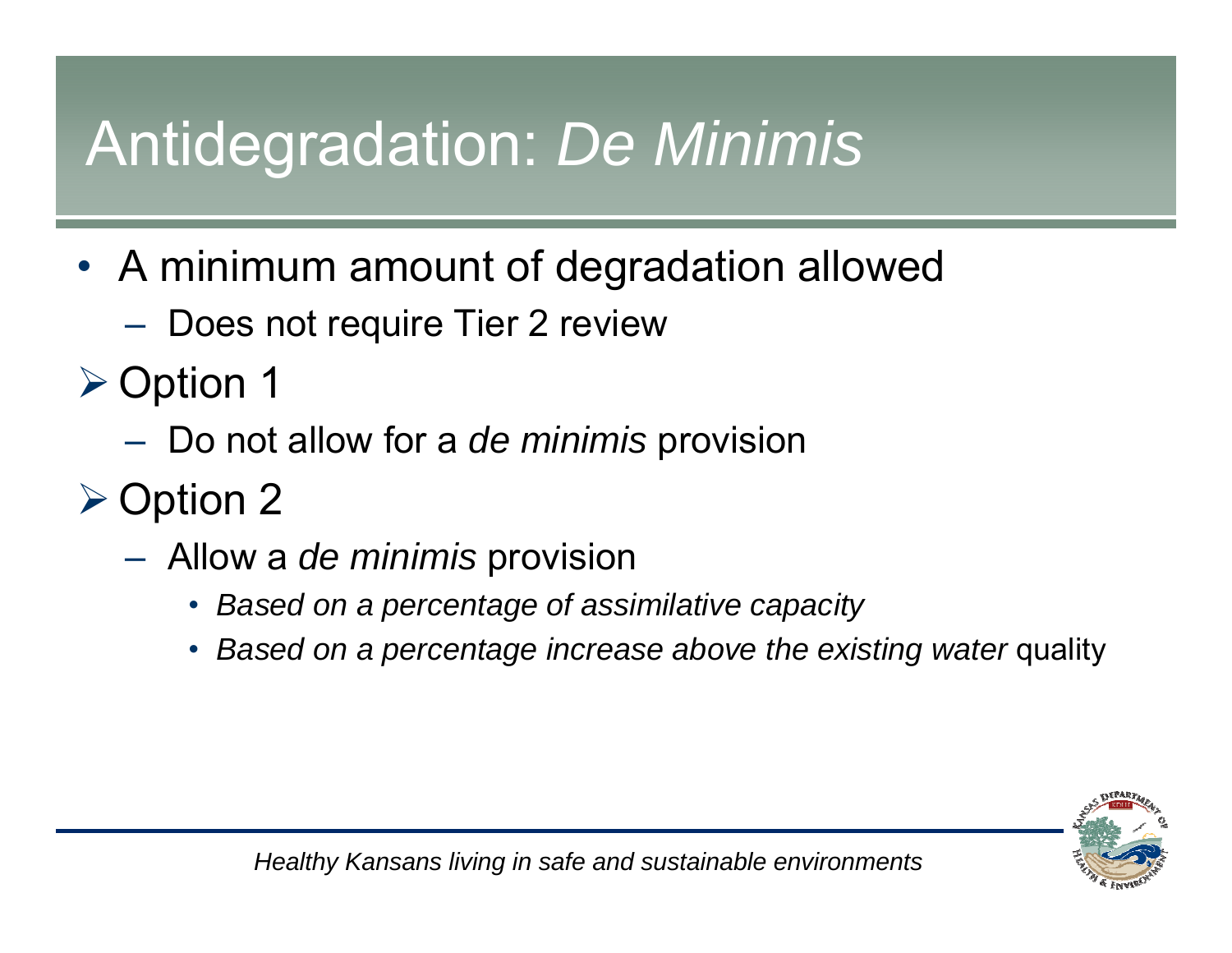# Antidegradation: *De Minimis*

- A minimum amount of degradation allowed
  - Does not require Tier 2 review
- Option 1
  - Do not allow for a *de minimis* provision
- Option 2
  - Allow a *de minimis* provision
    - *Based on a percentage of assimilative capacity*
    - *Based on a percentage increase above the existing water* quality

*Healthy Kansans living in safe and sustainable environments*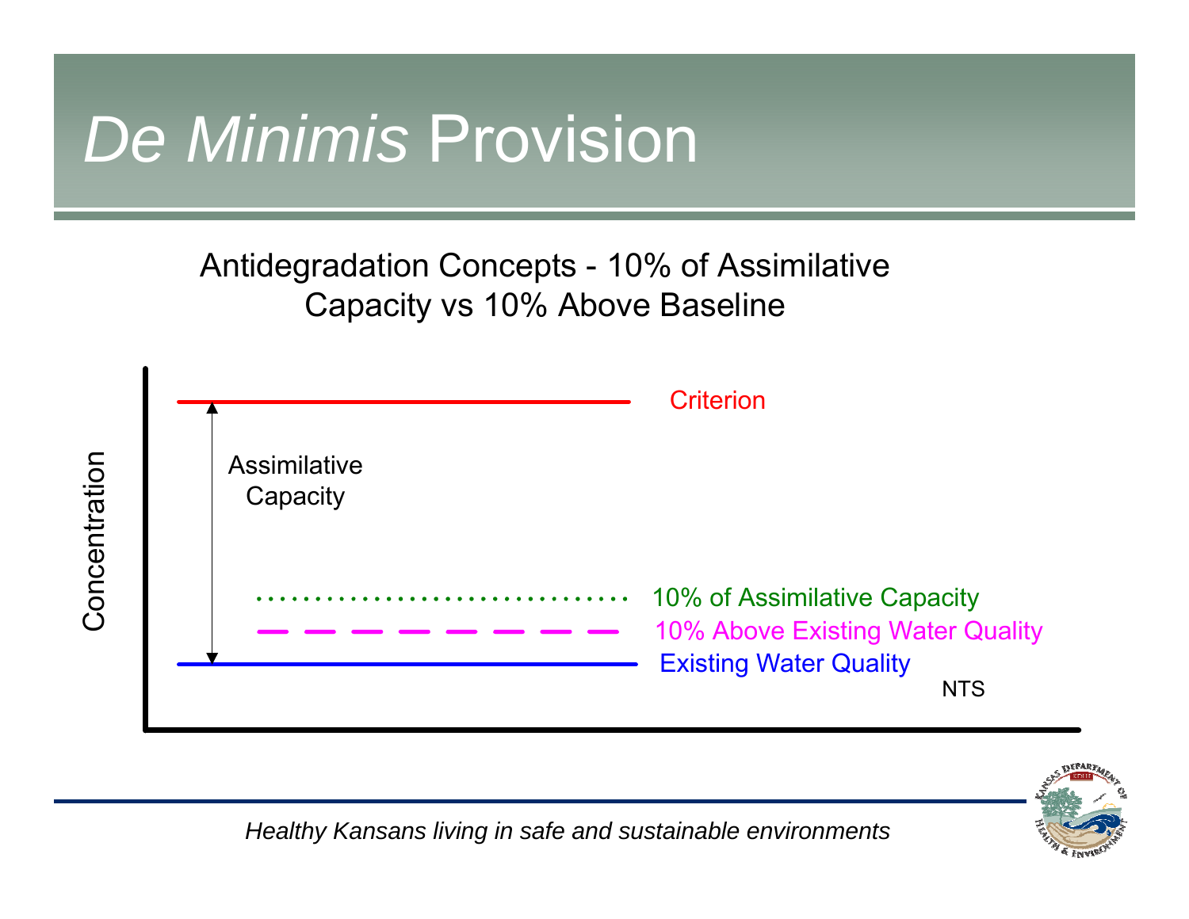# *De Minimis* Provision

Antidegradation Concepts - 10% of Assimilative Capacity vs 10% Above Baseline

Concentration

Criterion

Assimilative Capacity

10% of Assimilative Capacity

10% Above Existing Water Quality

Existing Water Quality

NTS

*Healthy Kansans living in safe and sustainable environments*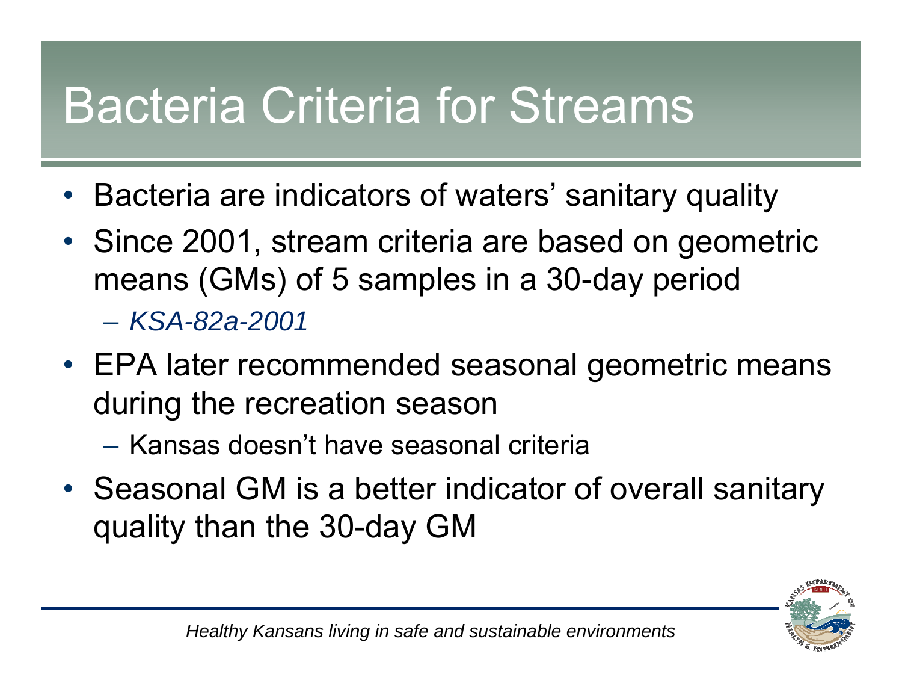# Bacteria Criteria for Streams

- Bacteria are indicators of waters' sanitary quality
- Since 2001, stream criteria are based on geometric means (GMs) of 5 samples in a 30-day period
  - *KSA-82a-2001*
- EPA later recommended seasonal geometric means during the recreation season
  - Kansas doesn't have seasonal criteria
- Seasonal GM is a better indicator of overall sanitary quality than the 30-day GM

*Healthy Kansans living in safe and sustainable environments*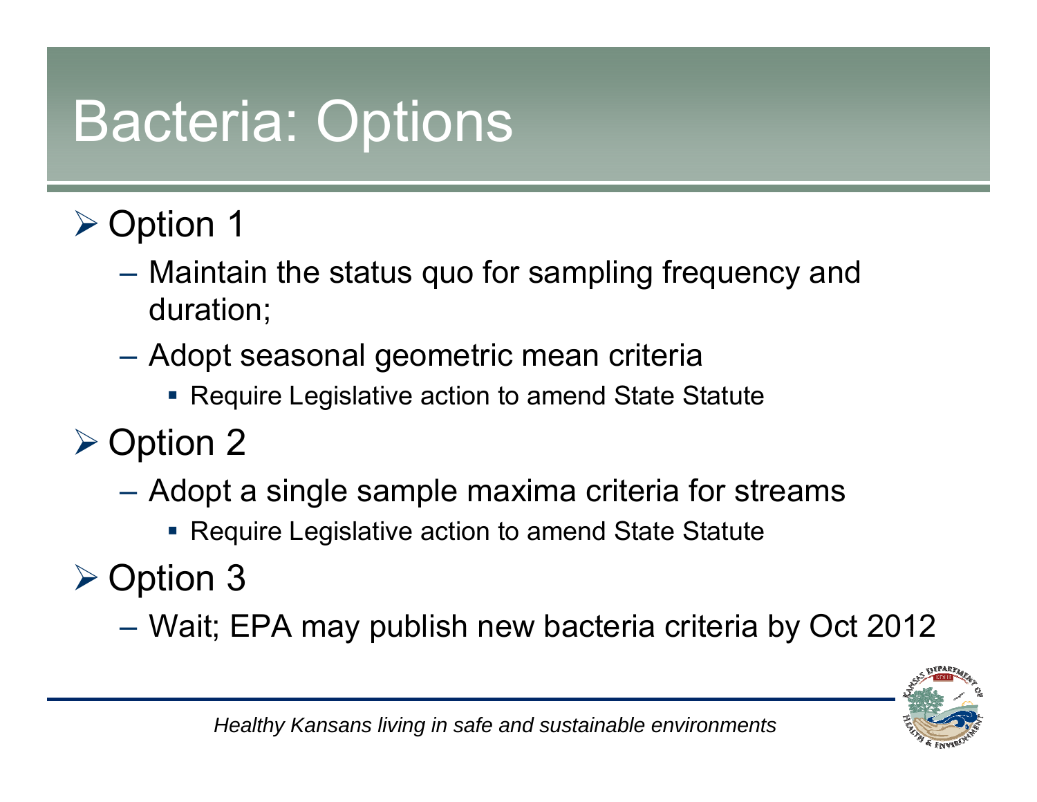# Bacteria: Options

- Option 1
  - Maintain the status quo for sampling frequency and duration;
  - Adopt seasonal geometric mean criteria
    - Require Legislative action to amend State Statute
- Option 2
  - Adopt a single sample maxima criteria for streams
    - Require Legislative action to amend State Statute
- Option 3
  - Wait; EPA may publish new bacteria criteria by Oct 2012

*Healthy Kansans living in safe and sustainable environments*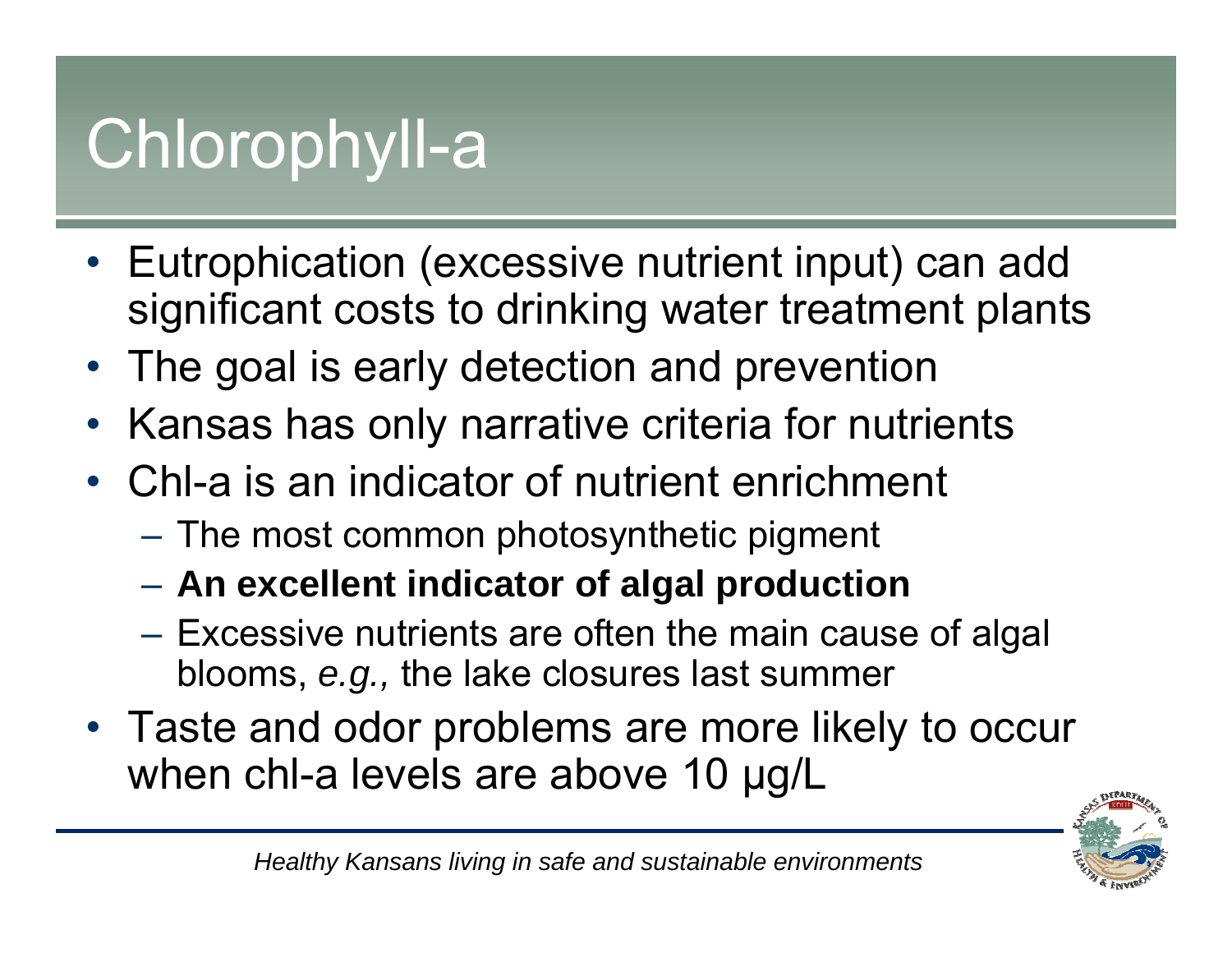# Chlorophyll-a

- Eutrophication (excessive nutrient input) can add significant costs to drinking water treatment plants
- The goal is early detection and prevention
- Kansas has only narrative criteria for nutrients
- Chl-a is an indicator of nutrient enrichment
  - The most common photosynthetic pigment
  - **An excellent indicator of algal production**
  - Excessive nutrients are often the main cause of algal blooms, *e.g.,* the lake closures last summer
- Taste and odor problems are more likely to occur when chl-a levels are above 10 µg/L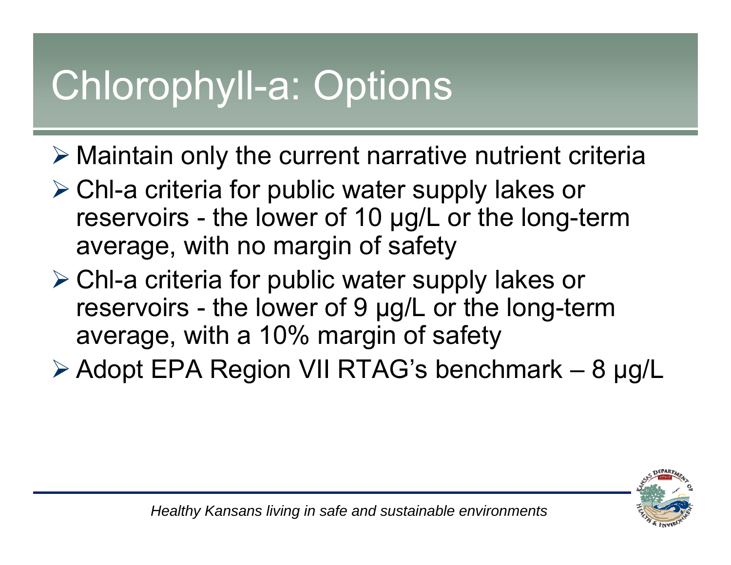# Chlorophyll-a: Options

- Maintain only the current narrative nutrient criteria
- Chl-a criteria for public water supply lakes or reservoirs - the lower of 10 μg/L or the long-term average, with no margin of safety
- Chl-a criteria for public water supply lakes or reservoirs - the lower of 9 μg/L or the long-term average, with a 10% margin of safety
- Adopt EPA Region VII RTAG's benchmark – 8 μg/L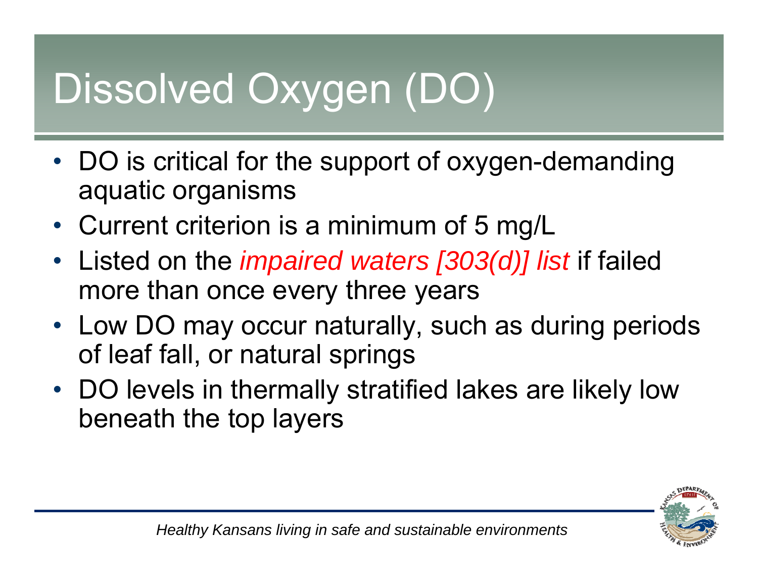# Dissolved Oxygen (DO)

- DO is critical for the support of oxygen-demanding aquatic organisms
- Current criterion is a minimum of 5 mg/L
- Listed on the *impaired waters [303(d)] list* if failed more than once every three years
- Low DO may occur naturally, such as during periods of leaf fall, or natural springs
- DO levels in thermally stratified lakes are likely low beneath the top layers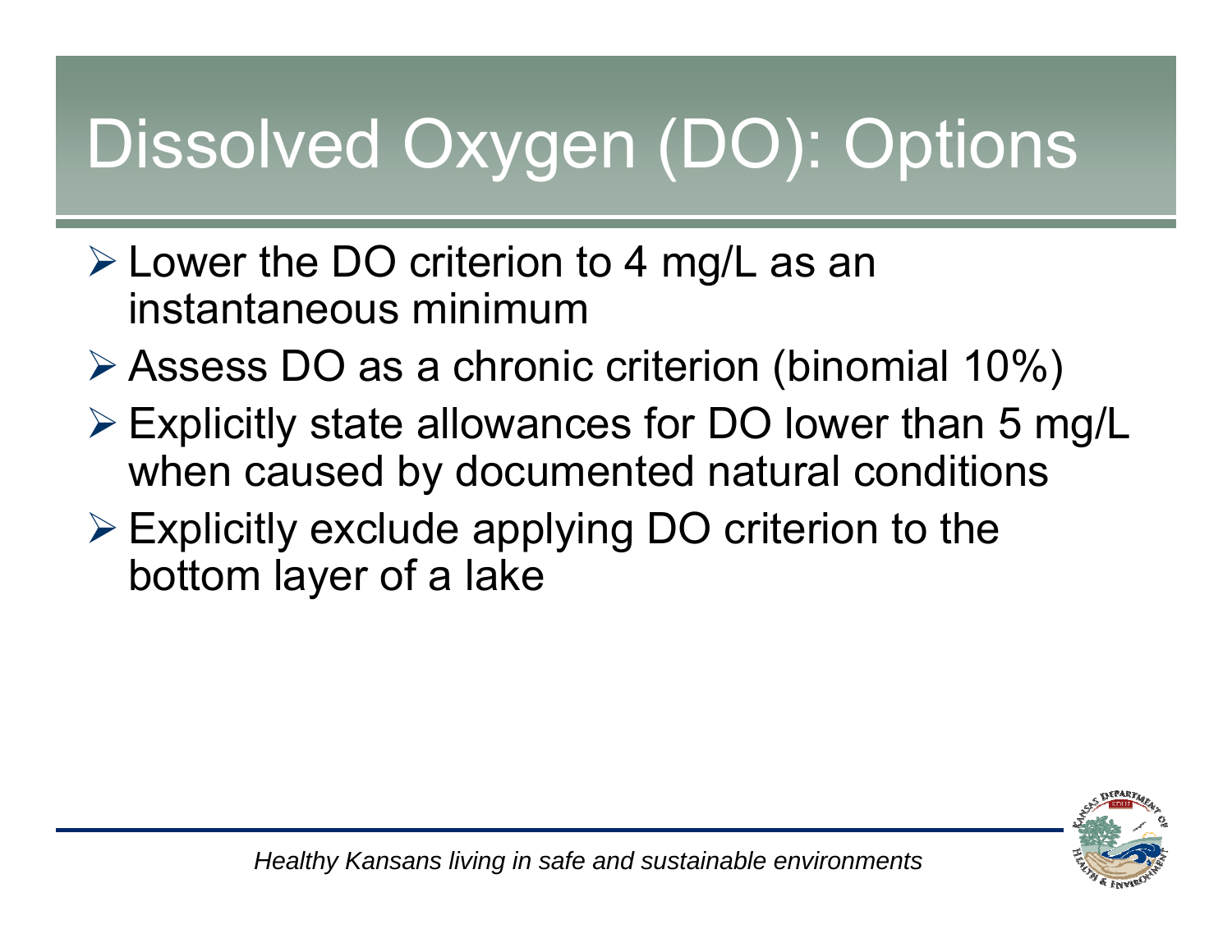# Dissolved Oxygen (DO): Options

- Lower the DO criterion to 4 mg/L as an instantaneous minimum
- Assess DO as a chronic criterion (binomial 10%)
- Explicitly state allowances for DO lower than 5 mg/L when caused by documented natural conditions
- Explicitly exclude applying DO criterion to the bottom layer of a lake

*Healthy Kansans living in safe and sustainable environments*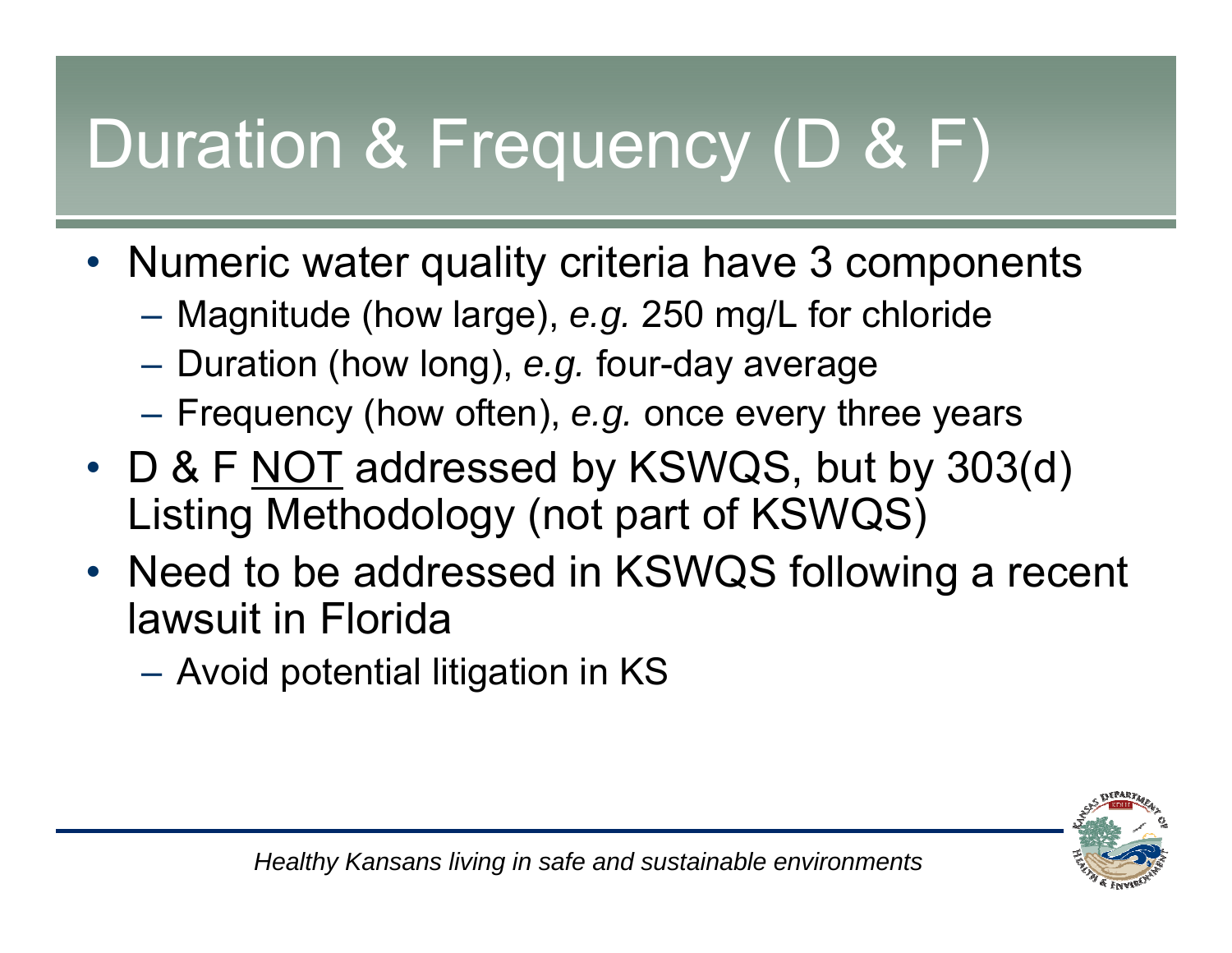# Duration & Frequency (D & F)

- Numeric water quality criteria have 3 components
  - Magnitude (how large), *e.g.* 250 mg/L for chloride
  - Duration (how long), *e.g.* four-day average
  - Frequency (how often), *e.g.* once every three years
- D & F <u>NOT</u> addressed by KSWQS, but by 303(d) Listing Methodology (not part of KSWQS)
- Need to be addressed in KSWQS following a recent lawsuit in Florida
  - Avoid potential litigation in KS

*Healthy Kansans living in safe and sustainable environments*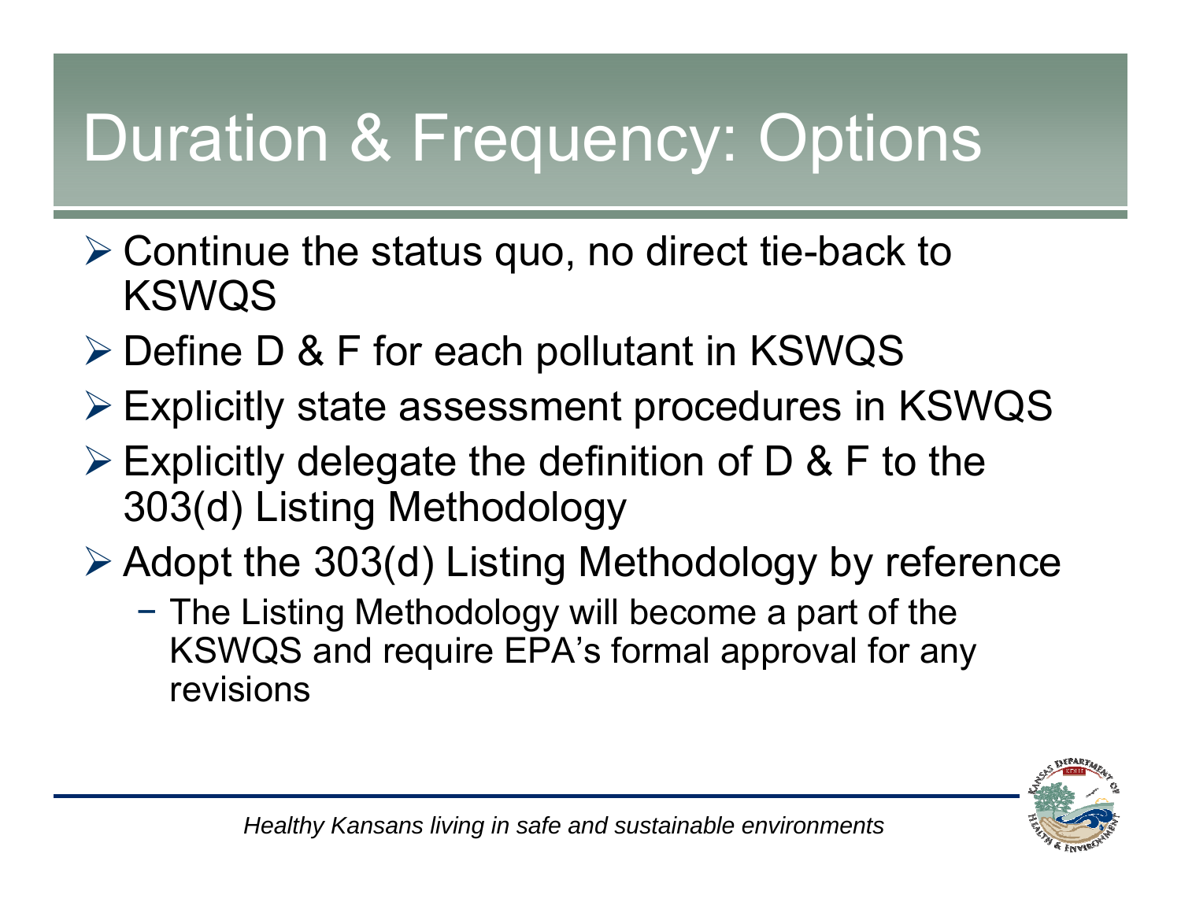# Duration & Frequency: Options

- Continue the status quo, no direct tie-back to KSWQS
- Define D & F for each pollutant in KSWQS
- Explicitly state assessment procedures in KSWQS
- Explicitly delegate the definition of D & F to the 303(d) Listing Methodology
- Adopt the 303(d) Listing Methodology by reference
  - The Listing Methodology will become a part of the KSWQS and require EPA's formal approval for any revisions

*Healthy Kansans living in safe and sustainable environments*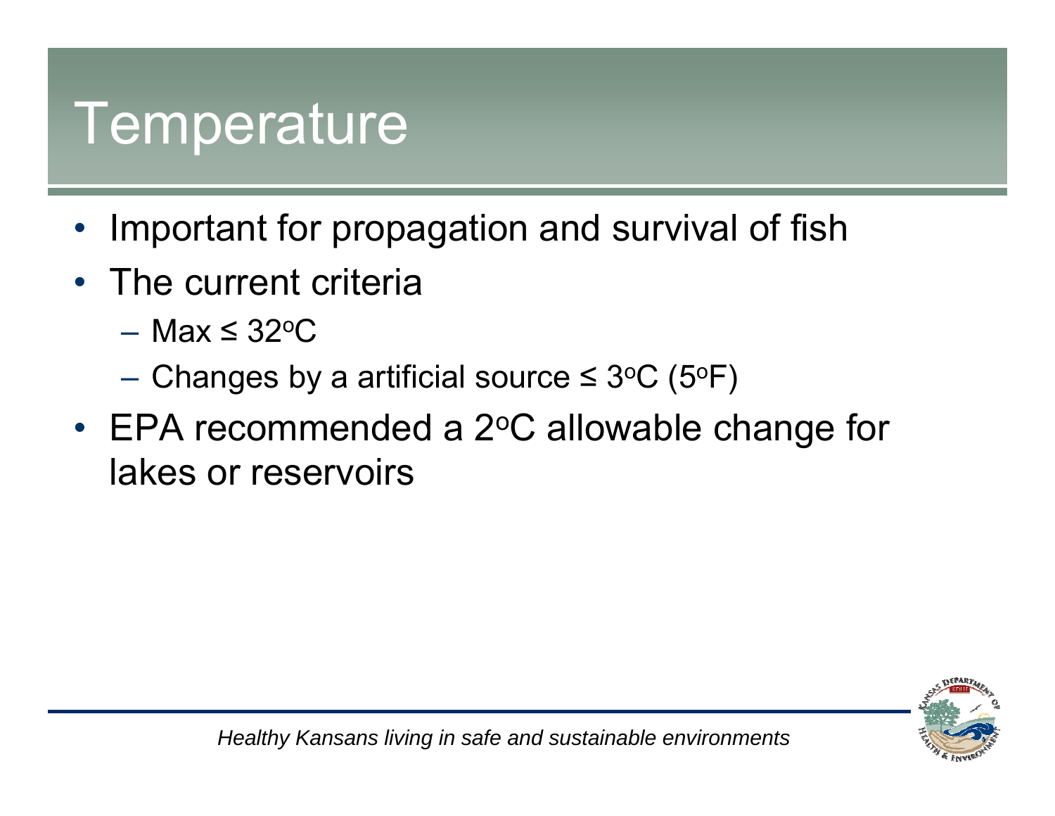# Temperature

- Important for propagation and survival of fish
- The current criteria
  - Max ≤ 32$^{o}$C
  - Changes by a artificial source ≤ 3$^{o}$C (5$^{o}$F)
- EPA recommended a 2$^{o}$C allowable change for lakes or reservoirs

*Healthy Kansans living in safe and sustainable environments*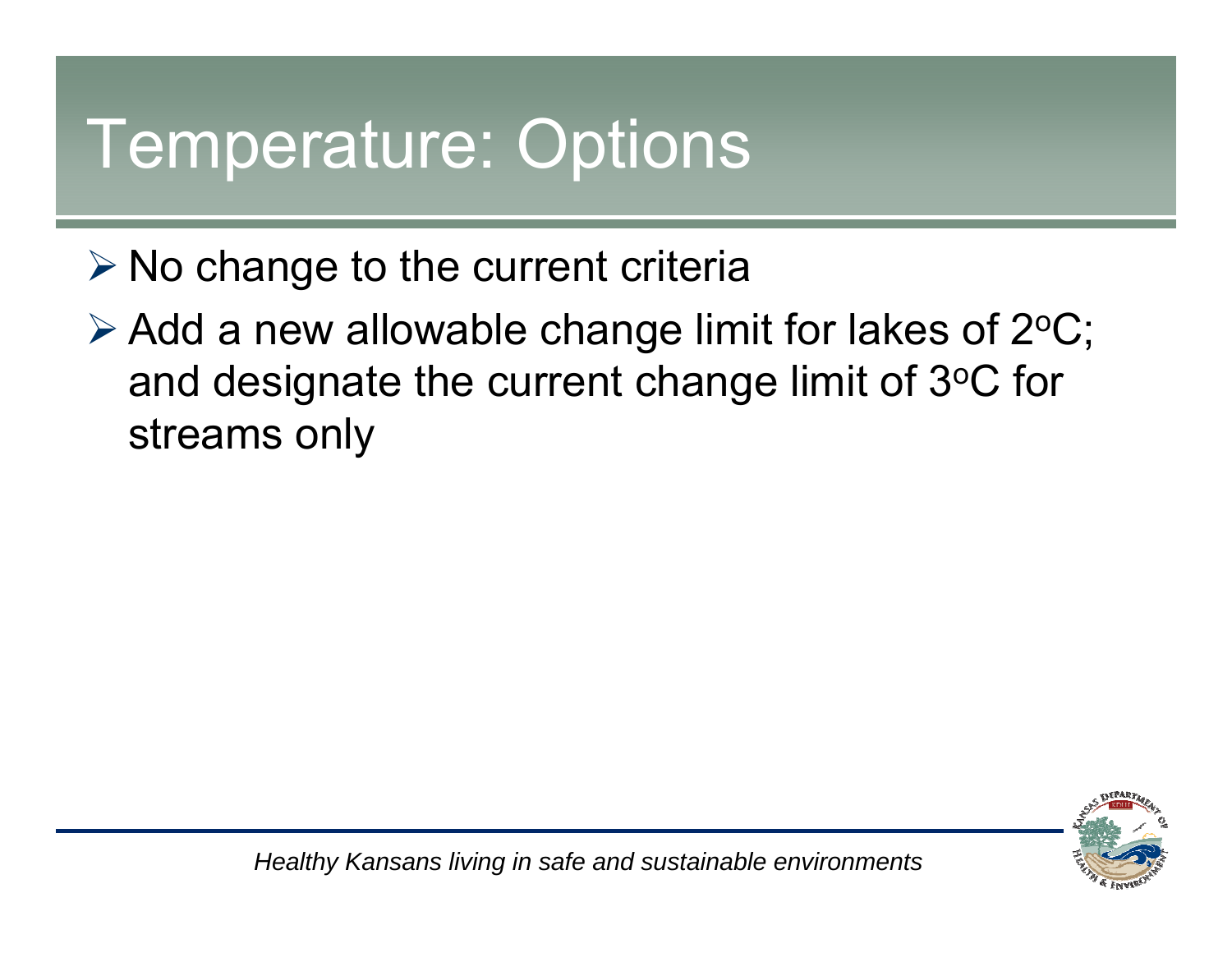# Temperature: Options

- No change to the current criteria
- Add a new allowable change limit for lakes of 2$^{o}$C; and designate the current change limit of 3$^{o}$C for streams only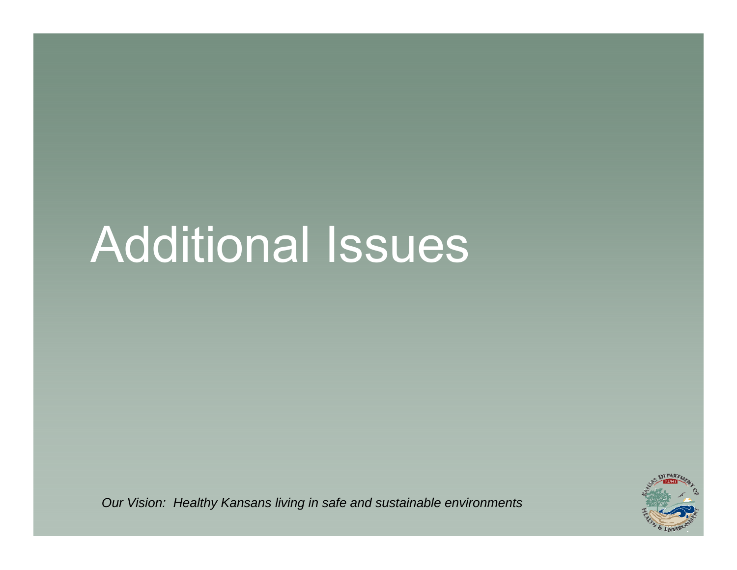# Additional Issues

*Our Vision: Healthy Kansans living in safe and sustainable environments*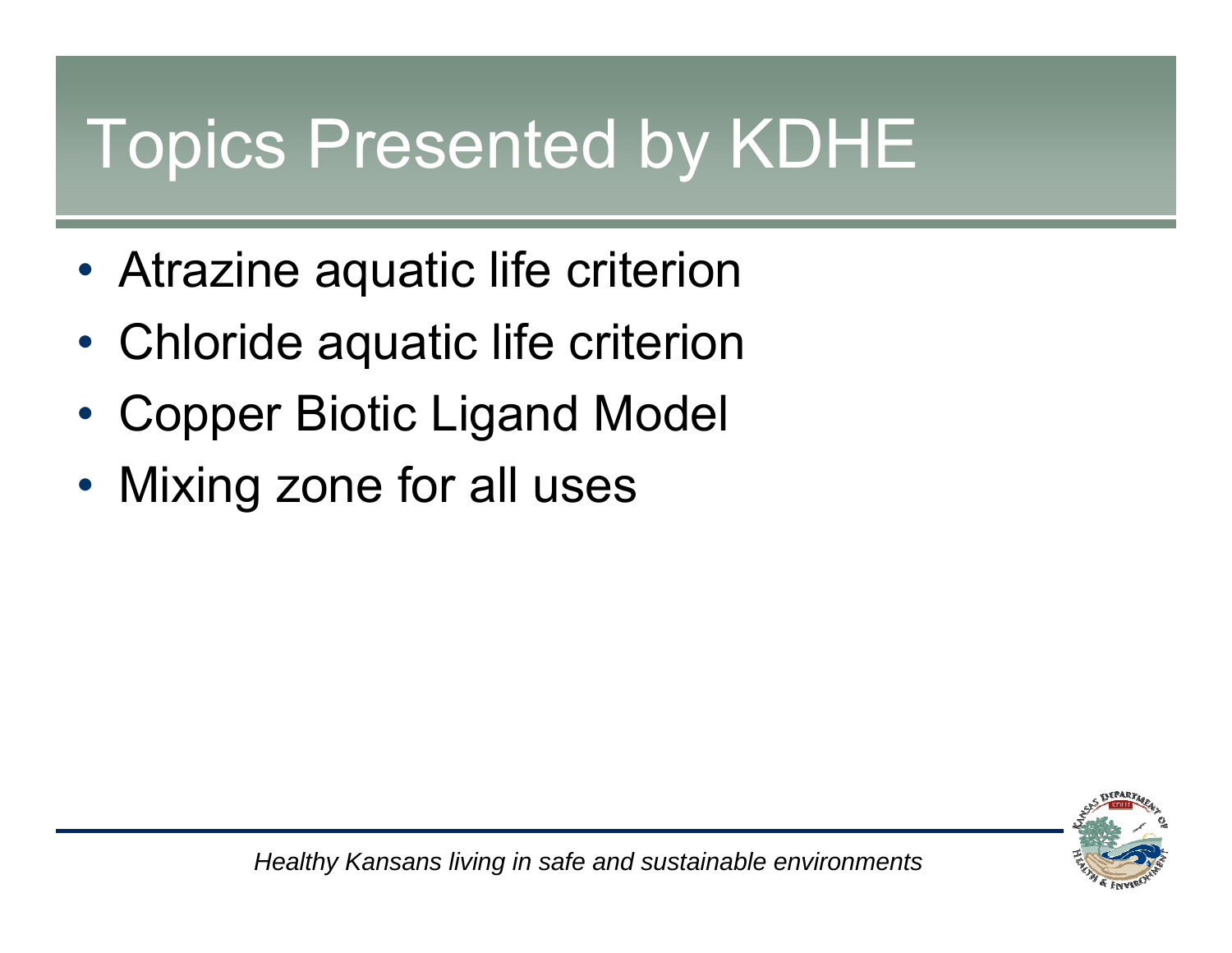# Topics Presented by KDHE

- Atrazine aquatic life criterion
- Chloride aquatic life criterion
- Copper Biotic Ligand Model
- Mixing zone for all uses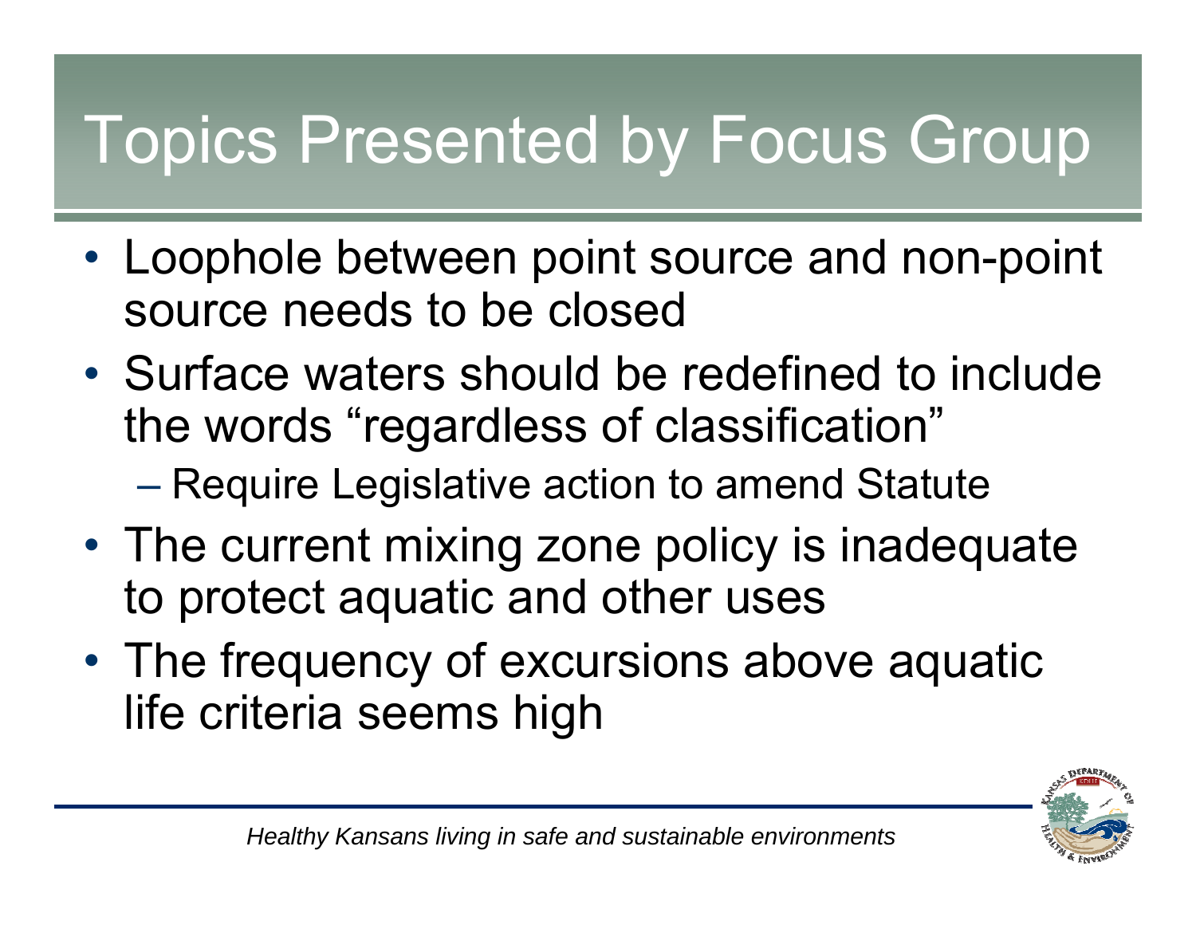# Topics Presented by Focus Group

- Loophole between point source and non-point source needs to be closed
- Surface waters should be redefined to include the words "regardless of classification"
  - Require Legislative action to amend Statute
- The current mixing zone policy is inadequate to protect aquatic and other uses
- The frequency of excursions above aquatic life criteria seems high

*Healthy Kansans living in safe and sustainable environments*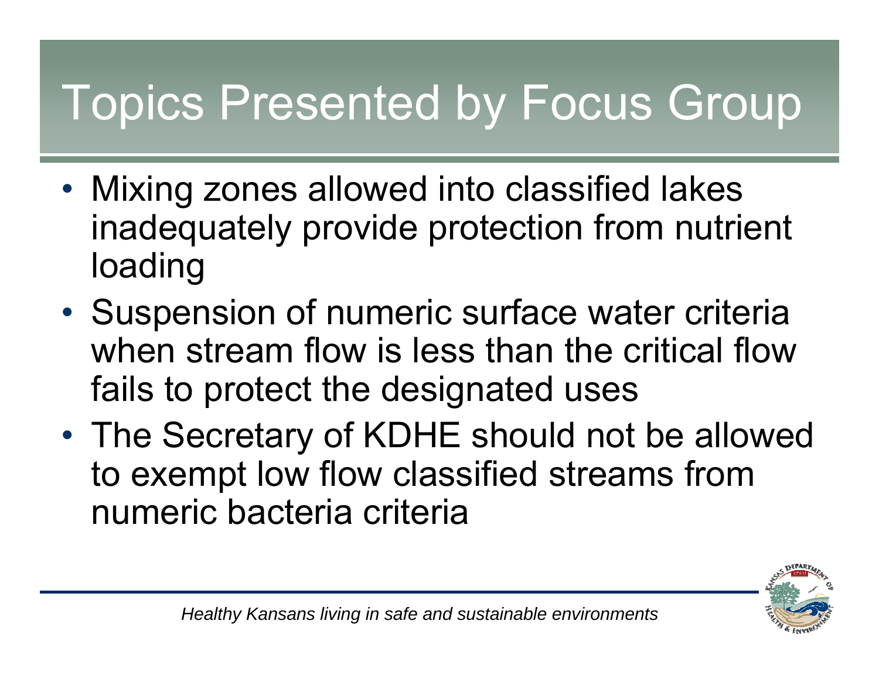# Topics Presented by Focus Group

- Mixing zones allowed into classified lakes inadequately provide protection from nutrient loading
- Suspension of numeric surface water criteria when stream flow is less than the critical flow fails to protect the designated uses
- The Secretary of KDHE should not be allowed to exempt low flow classified streams from numeric bacteria criteria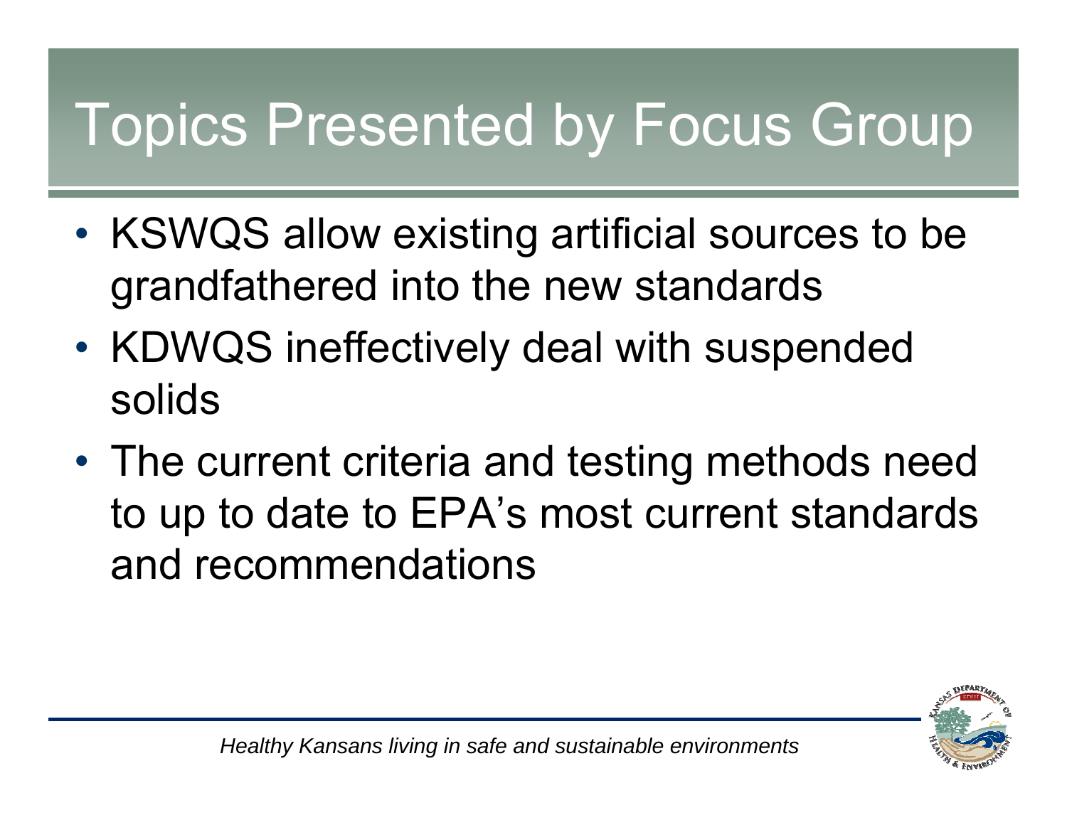# Topics Presented by Focus Group

- KSWQS allow existing artificial sources to be grandfathered into the new standards
- KDWQS ineffectively deal with suspended solids
- The current criteria and testing methods need to up to date to EPA's most current standards and recommendations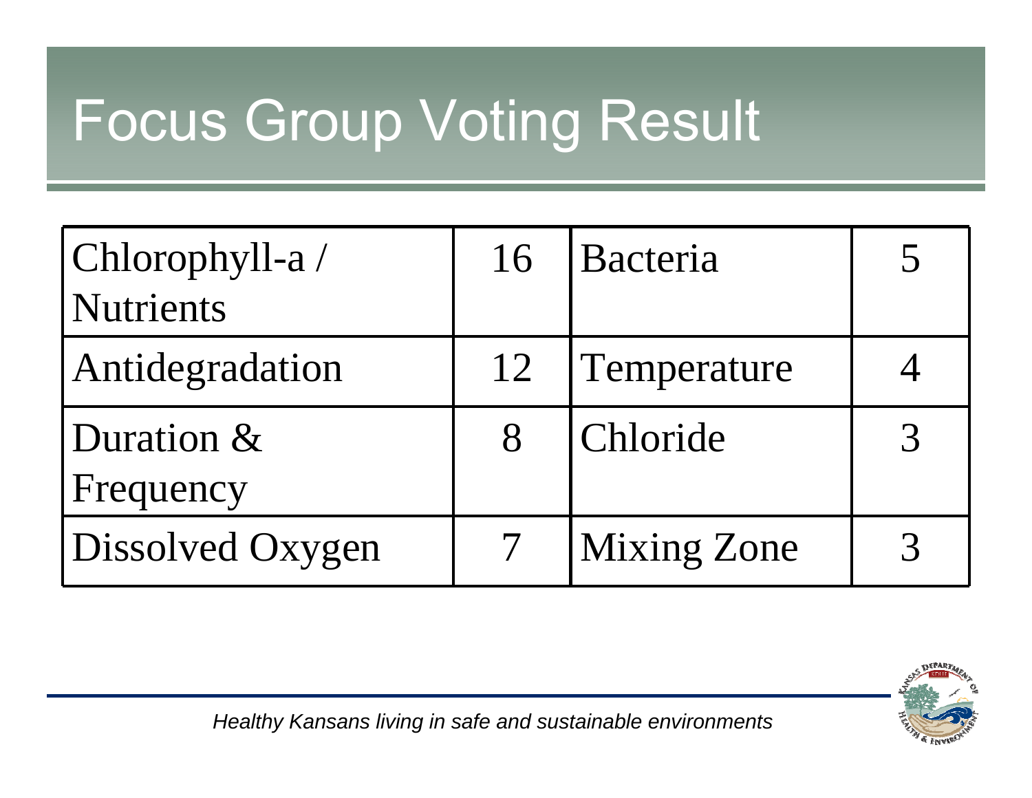# Focus Group Voting Result

| | | | |
|---|---|---|---|
| Chlorophyll-a / Nutrients | 16 | Bacteria | 5 |
| Antidegradation | 12 | Temperature | 4 |
| Duration & Frequency | 8 | Chloride | 3 |
| Dissolved Oxygen | 7 | Mixing Zone | 3 |

*Healthy Kansans living in safe and sustainable environments*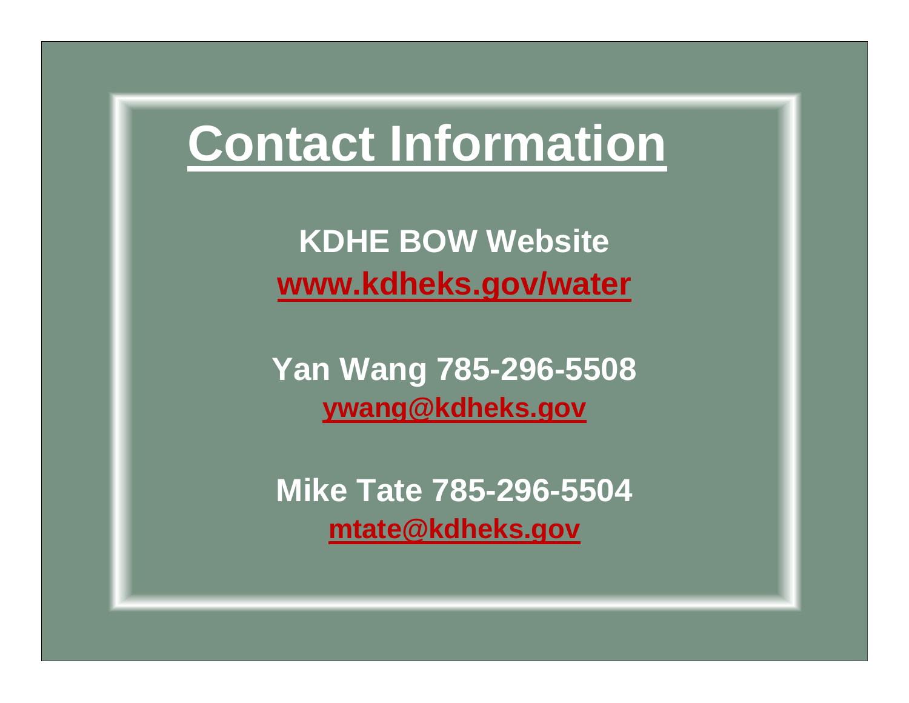# Contact Information

**KDHE BOW Website**

**www.kdheks.gov/water**

**Yan Wang 785-296-5508**

**ywang@kdheks.gov**

**Mike Tate 785-296-5504**

**mtate@kdheks.gov**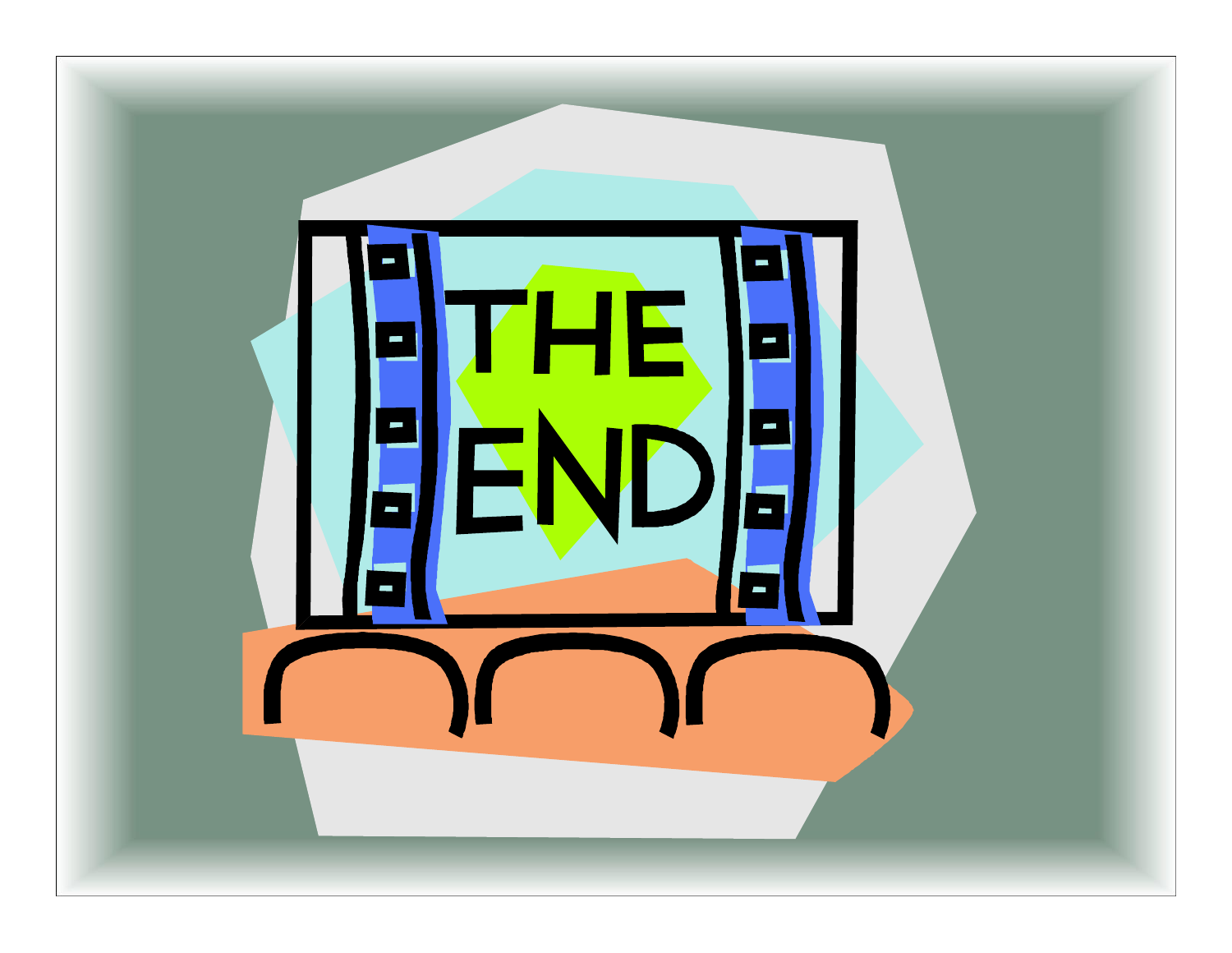THE END